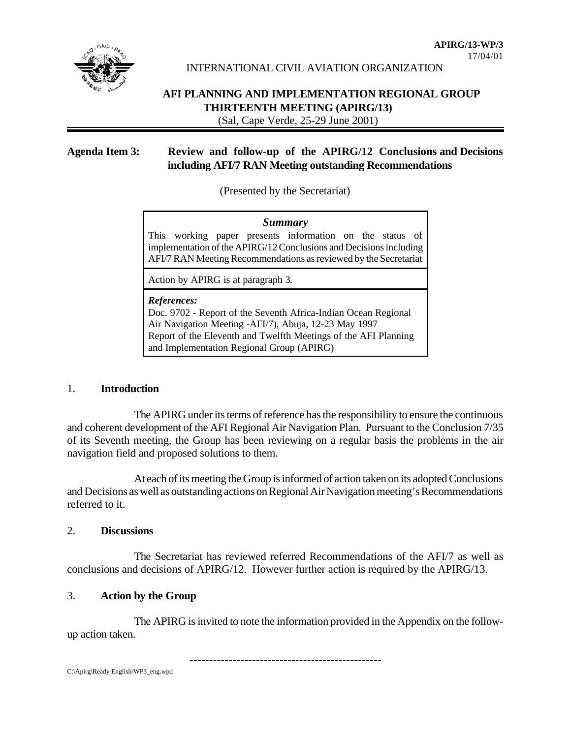**APIRG/13-WP/3**
17/04/01

INTERNATIONAL CIVIL AVIATION ORGANIZATION

# AFI PLANNING AND IMPLEMENTATION REGIONAL GROUP THIRTEENTH MEETING (APIRG/13)

(Sal, Cape Verde, 25-29 June 2001)

**Agenda Item 3: Review and follow-up of the APIRG/12 Conclusions and Decisions including AFI/7 RAN Meeting outstanding Recommendations**

(Presented by the Secretariat)

| ***Summary*** |
| --- |
| This working paper presents information on the status of implementation of the APIRG/12 Conclusions and Decisions including AFI/7 RAN Meeting Recommendations as reviewed by the Secretariat |
| Action by APIRG is at paragraph 3. |
| ***References:*** <br> Doc. 9702 - Report of the Seventh Africa-Indian Ocean Regional Air Navigation Meeting -AFI/7), Abuja, 12-23 May 1997 <br> Report of the Eleventh and Twelfth Meetings of the AFI Planning and Implementation Regional Group (APIRG) |

## 1. Introduction

The APIRG under its terms of reference has the responsibility to ensure the continuous and coherent development of the AFI Regional Air Navigation Plan. Pursuant to the Conclusion 7/35 of its Seventh meeting, the Group has been reviewing on a regular basis the problems in the air navigation field and proposed solutions to them.

At each of its meeting the Group is informed of action taken on its adopted Conclusions and Decisions as well as outstanding actions on Regional Air Navigation meeting's Recommendations referred to it.

## 2. Discussions

The Secretariat has reviewed referred Recommendations of the AFI/7 as well as conclusions and decisions of APIRG/12. However further action is required by the APIRG/13.

## 3. Action by the Group

The APIRG is invited to note the information provided in the Appendix on the follow-up action taken.

-------------------------------------------------

C:\Apirg\Ready English\WP3_eng.wpd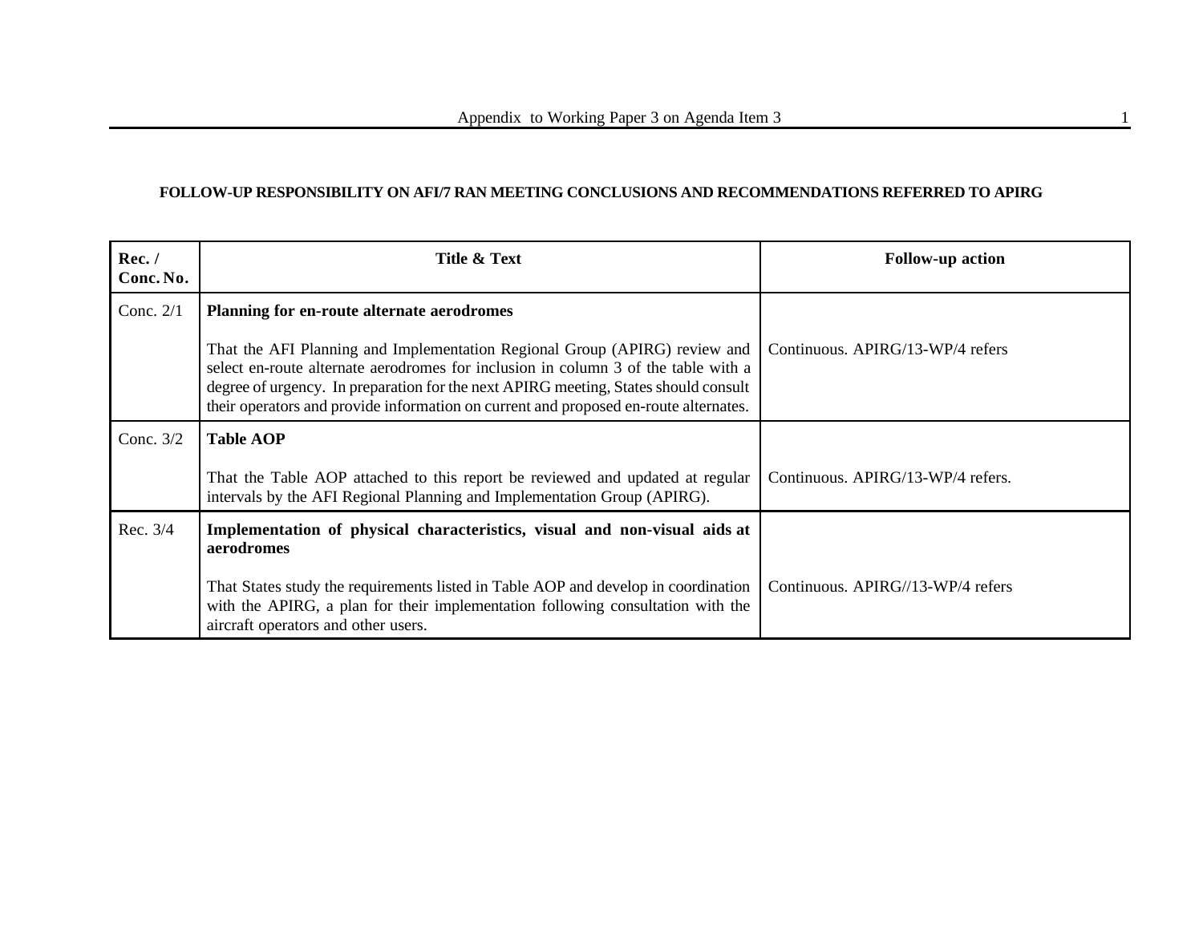**FOLLOW-UP RESPONSIBILITY ON AFI/7 RAN MEETING CONCLUSIONS AND RECOMMENDATIONS REFERRED TO APIRG**

| Rec. / Conc. No. | Title & Text | Follow-up action |
|---|---|---|
| Conc. 2/1 | **Planning for en-route alternate aerodromes**<br><br>That the AFI Planning and Implementation Regional Group (APIRG) review and select en-route alternate aerodromes for inclusion in column 3 of the table with a degree of urgency. In preparation for the next APIRG meeting, States should consult their operators and provide information on current and proposed en-route alternates. | Continuous. APIRG/13-WP/4 refers |
| Conc. 3/2 | **Table AOP**<br><br>That the Table AOP attached to this report be reviewed and updated at regular intervals by the AFI Regional Planning and Implementation Group (APIRG). | Continuous. APIRG/13-WP/4 refers. |
| Rec. 3/4 | **Implementation of physical characteristics, visual and non-visual aids at aerodromes**<br><br>That States study the requirements listed in Table AOP and develop in coordination with the APIRG, a plan for their implementation following consultation with the aircraft operators and other users. | Continuous. APIRG//13-WP/4 refers |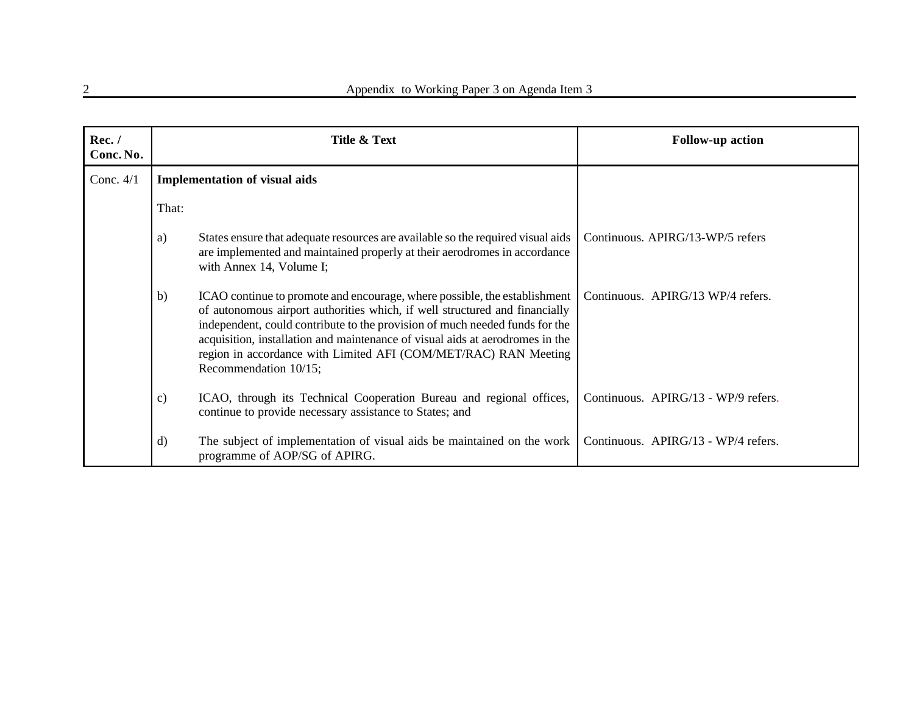| Rec. / Conc. No. | Title & Text | Follow-up action |
|---|---|---|
| Conc. 4/1 | **Implementation of visual aids** | |
| | That: | |
| | a) States ensure that adequate resources are available so the required visual aids are implemented and maintained properly at their aerodromes in accordance with Annex 14, Volume I; | Continuous. APIRG/13-WP/5 refers |
| | b) ICAO continue to promote and encourage, where possible, the establishment of autonomous airport authorities which, if well structured and financially independent, could contribute to the provision of much needed funds for the acquisition, installation and maintenance of visual aids at aerodromes in the region in accordance with Limited AFI (COM/MET/RAC) RAN Meeting Recommendation 10/15; | Continuous. APIRG/13 WP/4 refers. |
| | c) ICAO, through its Technical Cooperation Bureau and regional offices, continue to provide necessary assistance to States; and | Continuous. APIRG/13 - WP/9 refers. |
| | d) The subject of implementation of visual aids be maintained on the work programme of AOP/SG of APIRG. | Continuous. APIRG/13 - WP/4 refers. |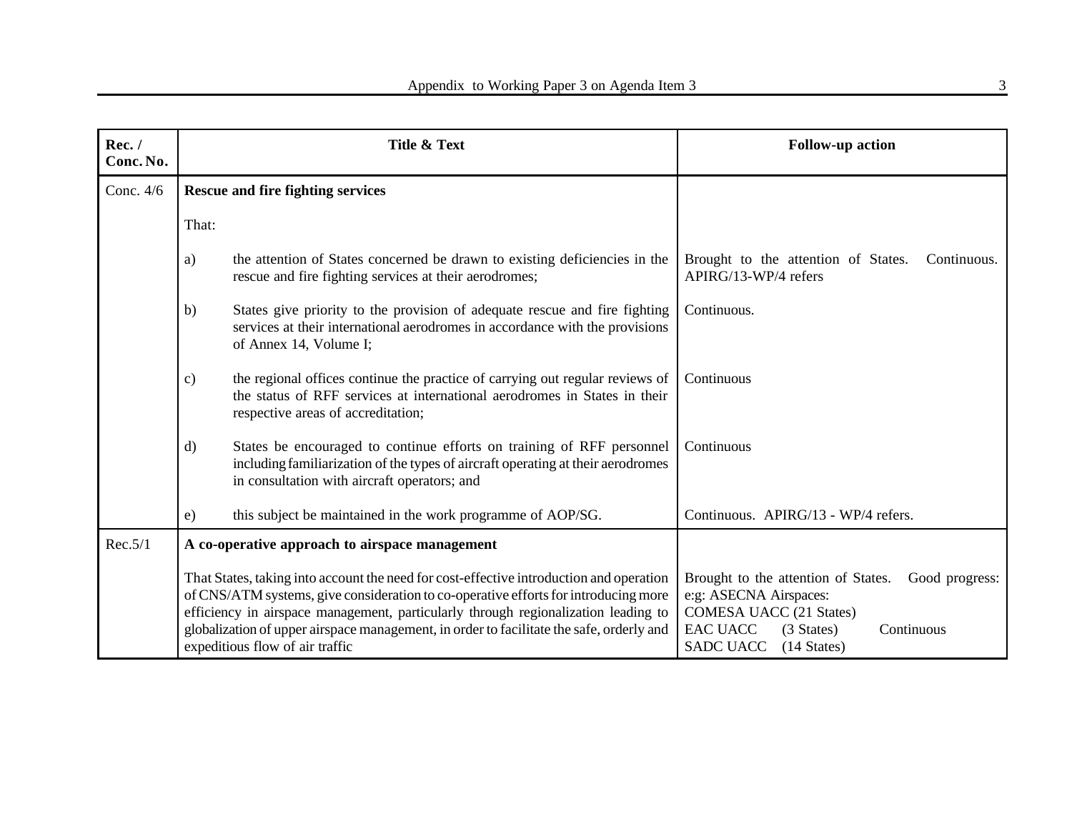| Rec. / Conc. No. | Title & Text | Follow-up action |
|---|---|---|
| Conc. 4/6 | **Rescue and fire fighting services** | |
| | That: | |
| | a) the attention of States concerned be drawn to existing deficiencies in the rescue and fire fighting services at their aerodromes; | Brought to the attention of States. Continuous. APIRG/13-WP/4 refers |
| | b) States give priority to the provision of adequate rescue and fire fighting services at their international aerodromes in accordance with the provisions of Annex 14, Volume I; | Continuous. |
| | c) the regional offices continue the practice of carrying out regular reviews of the status of RFF services at international aerodromes in States in their respective areas of accreditation; | Continuous |
| | d) States be encouraged to continue efforts on training of RFF personnel including familiarization of the types of aircraft operating at their aerodromes in consultation with aircraft operators; and | Continuous |
| | e) this subject be maintained in the work programme of AOP/SG. | Continuous. APIRG/13 - WP/4 refers. |
| Rec.5/1 | **A co-operative approach to airspace management** | |
| | That States, taking into account the need for cost-effective introduction and operation of CNS/ATM systems, give consideration to co-operative efforts for introducing more efficiency in airspace management, particularly through regionalization leading to globalization of upper airspace management, in order to facilitate the safe, orderly and expeditious flow of air traffic | Brought to the attention of States. Good progress: e:g: ASECNA Airspaces: COMESA UACC (21 States) EAC UACC (3 States) Continuous SADC UACC (14 States) |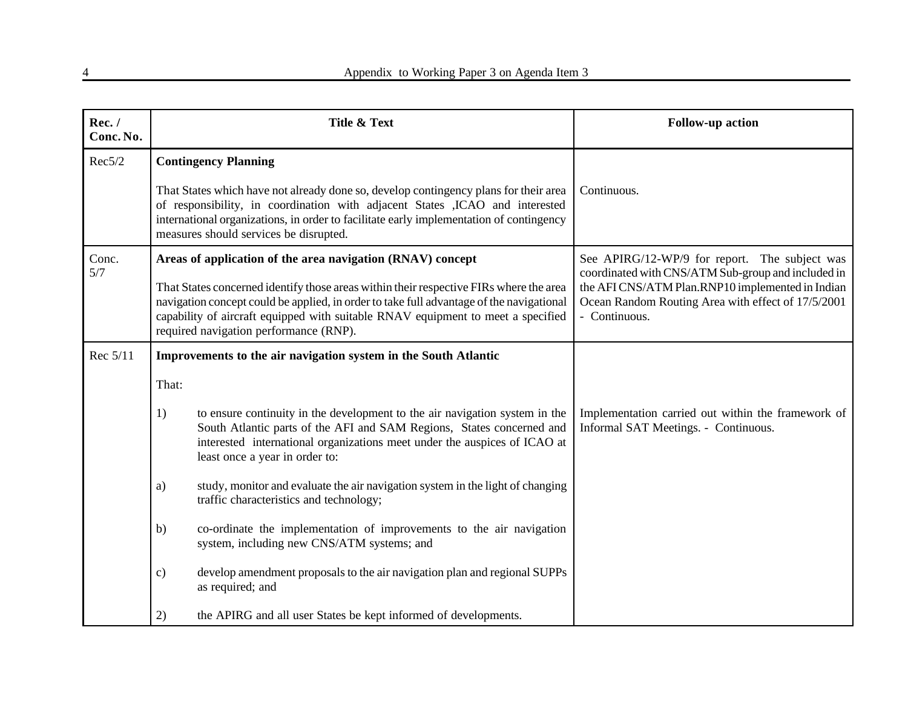| Rec. / Conc. No. | Title & Text | Follow-up action |
|---|---|---|
| Rec5/2 | **Contingency Planning**<br><br>That States which have not already done so, develop contingency plans for their area of responsibility, in coordination with adjacent States ,ICAO and interested international organizations, in order to facilitate early implementation of contingency measures should services be disrupted. | Continuous. |
| Conc. 5/7 | **Areas of application of the area navigation (RNAV) concept**<br><br>That States concerned identify those areas within their respective FIRs where the area navigation concept could be applied, in order to take full advantage of the navigational capability of aircraft equipped with suitable RNAV equipment to meet a specified required navigation performance (RNP). | See APIRG/12-WP/9 for report. The subject was coordinated with CNS/ATM Sub-group and included in the AFI CNS/ATM Plan.RNP10 implemented in Indian Ocean Random Routing Area with effect of 17/5/2001 - Continuous. |
| Rec 5/11 | **Improvements to the air navigation system in the South Atlantic**<br><br>That:<br><br>1) to ensure continuity in the development to the air navigation system in the South Atlantic parts of the AFI and SAM Regions, States concerned and interested international organizations meet under the auspices of ICAO at least once a year in order to:<br><br>a) study, monitor and evaluate the air navigation system in the light of changing traffic characteristics and technology;<br><br>b) co-ordinate the implementation of improvements to the air navigation system, including new CNS/ATM systems; and<br><br>c) develop amendment proposals to the air navigation plan and regional SUPPs as required; and<br><br>2) the APIRG and all user States be kept informed of developments. | Implementation carried out within the framework of Informal SAT Meetings. - Continuous. |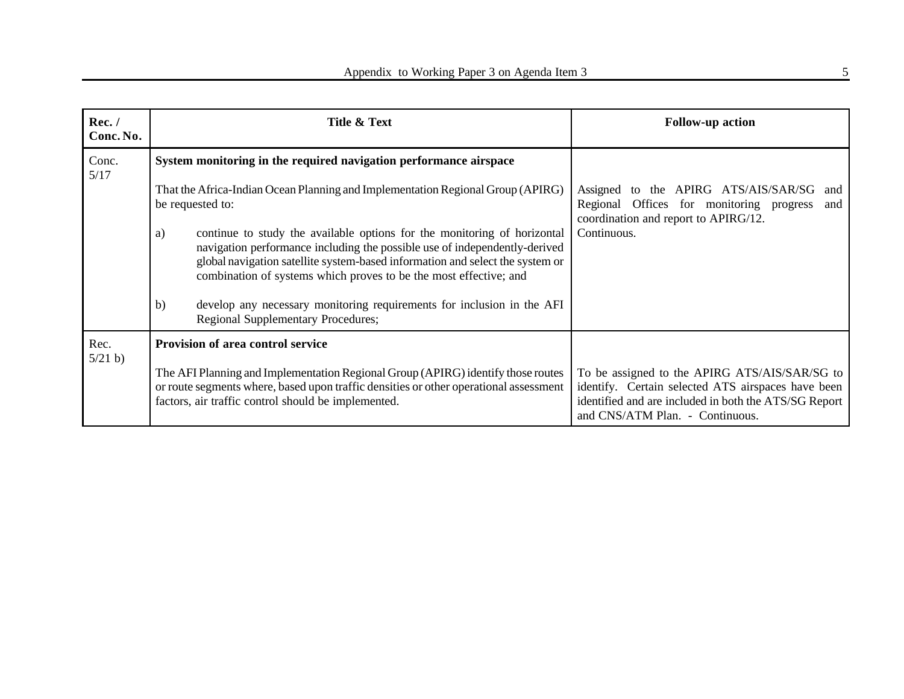| Rec. / Conc. No. | Title & Text | Follow-up action |
|---|---|---|
| Conc. 5/17 | **System monitoring in the required navigation performance airspace**<br><br>That the Africa-Indian Ocean Planning and Implementation Regional Group (APIRG) be requested to:<br><br>a) continue to study the available options for the monitoring of horizontal navigation performance including the possible use of independently-derived global navigation satellite system-based information and select the system or combination of systems which proves to be the most effective; and<br><br>b) develop any necessary monitoring requirements for inclusion in the AFI Regional Supplementary Procedures; | Assigned to the APIRG ATS/AIS/SAR/SG and Regional Offices for monitoring progress and coordination and report to APIRG/12.<br>Continuous. |
| Rec. 5/21 b) | **Provision of area control service**<br><br>The AFI Planning and Implementation Regional Group (APIRG) identify those routes or route segments where, based upon traffic densities or other operational assessment factors, air traffic control should be implemented. | To be assigned to the APIRG ATS/AIS/SAR/SG to identify. Certain selected ATS airspaces have been identified and are included in both the ATS/SG Report and CNS/ATM Plan. - Continuous. |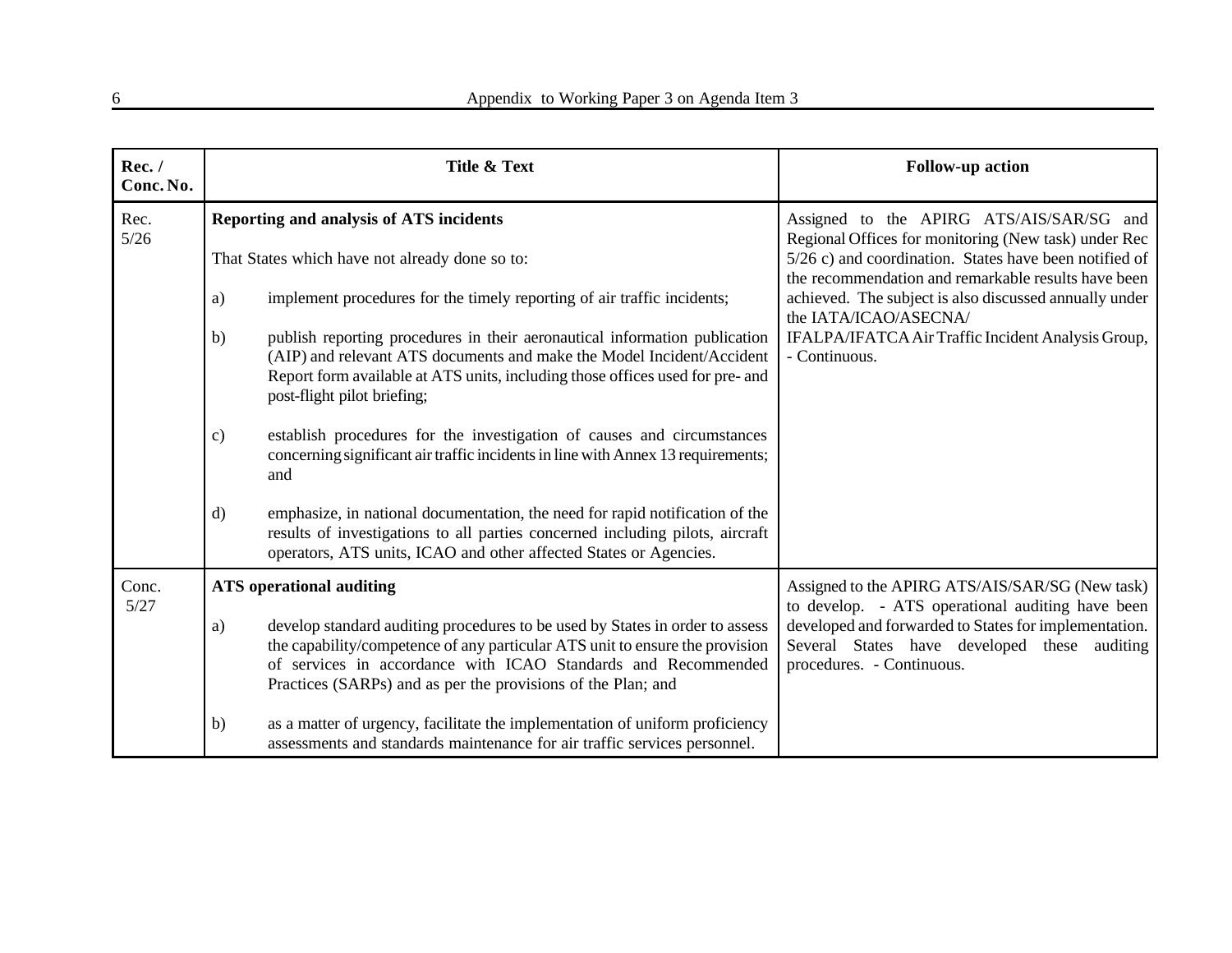| Rec. / Conc. No. | Title & Text | Follow-up action |
|---|---|---|
| Rec. 5/26 | **Reporting and analysis of ATS incidents**<br><br>That States which have not already done so to:<br><br>a) implement procedures for the timely reporting of air traffic incidents;<br><br>b) publish reporting procedures in their aeronautical information publication (AIP) and relevant ATS documents and make the Model Incident/Accident Report form available at ATS units, including those offices used for pre- and post-flight pilot briefing;<br><br>c) establish procedures for the investigation of causes and circumstances concerning significant air traffic incidents in line with Annex 13 requirements; and<br><br>d) emphasize, in national documentation, the need for rapid notification of the results of investigations to all parties concerned including pilots, aircraft operators, ATS units, ICAO and other affected States or Agencies. | Assigned to the APIRG ATS/AIS/SAR/SG and Regional Offices for monitoring (New task) under Rec 5/26 c) and coordination. States have been notified of the recommendation and remarkable results have been achieved. The subject is also discussed annually under the IATA/ICAO/ASECNA/ IFALPA/IFATCA Air Traffic Incident Analysis Group, - Continuous. |
| Conc. 5/27 | **ATS operational auditing**<br><br>a) develop standard auditing procedures to be used by States in order to assess the capability/competence of any particular ATS unit to ensure the provision of services in accordance with ICAO Standards and Recommended Practices (SARPs) and as per the provisions of the Plan; and<br><br>b) as a matter of urgency, facilitate the implementation of uniform proficiency assessments and standards maintenance for air traffic services personnel. | Assigned to the APIRG ATS/AIS/SAR/SG (New task) to develop. - ATS operational auditing have been developed and forwarded to States for implementation. Several States have developed these auditing procedures. - Continuous. |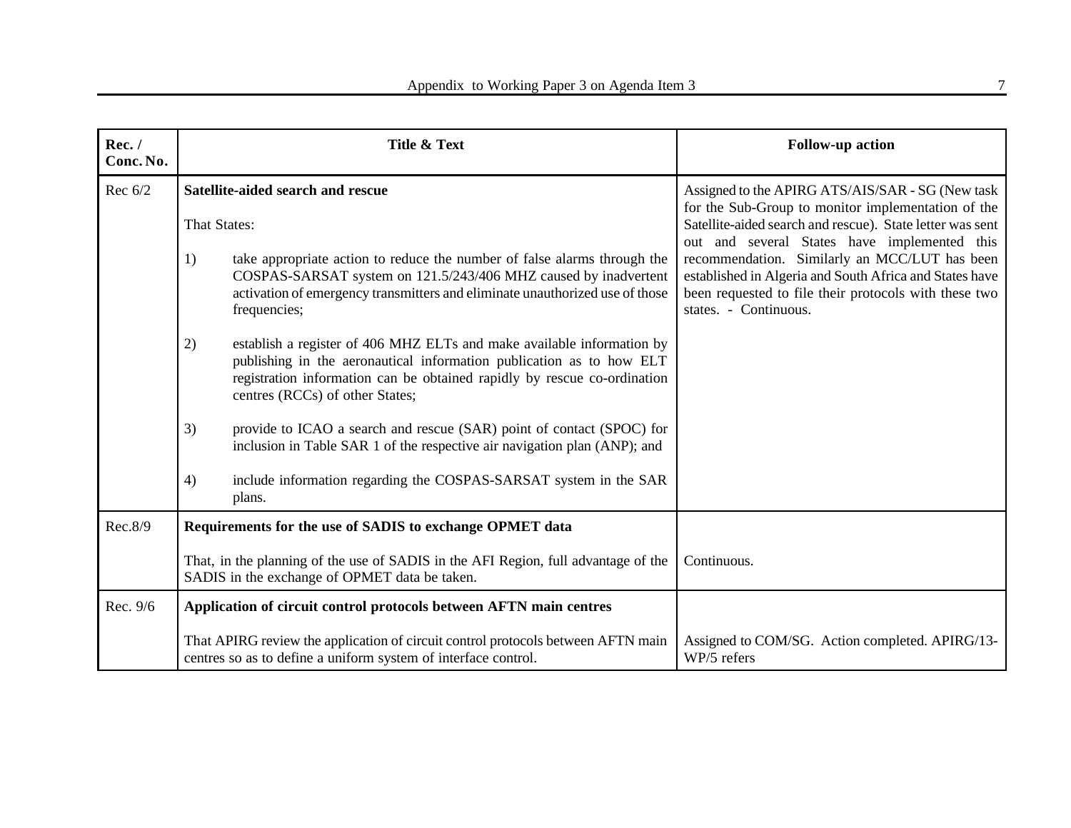| Rec. / Conc. No. | Title & Text | Follow-up action |
|---|---|---|
| Rec 6/2 | **Satellite-aided search and rescue**<br><br>That States:<br><br>1) take appropriate action to reduce the number of false alarms through the COSPAS-SARSAT system on 121.5/243/406 MHZ caused by inadvertent activation of emergency transmitters and eliminate unauthorized use of those frequencies;<br><br>2) establish a register of 406 MHZ ELTs and make available information by publishing in the aeronautical information publication as to how ELT registration information can be obtained rapidly by rescue co-ordination centres (RCCs) of other States;<br><br>3) provide to ICAO a search and rescue (SAR) point of contact (SPOC) for inclusion in Table SAR 1 of the respective air navigation plan (ANP); and<br><br>4) include information regarding the COSPAS-SARSAT system in the SAR plans. | Assigned to the APIRG ATS/AIS/SAR - SG (New task for the Sub-Group to monitor implementation of the Satellite-aided search and rescue). State letter was sent out and several States have implemented this recommendation. Similarly an MCC/LUT has been established in Algeria and South Africa and States have been requested to file their protocols with these two states. - Continuous. |
| Rec.8/9 | **Requirements for the use of SADIS to exchange OPMET data**<br><br>That, in the planning of the use of SADIS in the AFI Region, full advantage of the SADIS in the exchange of OPMET data be taken. | Continuous. |
| Rec. 9/6 | **Application of circuit control protocols between AFTN main centres**<br><br>That APIRG review the application of circuit control protocols between AFTN main centres so as to define a uniform system of interface control. | Assigned to COM/SG. Action completed. APIRG/13-WP/5 refers |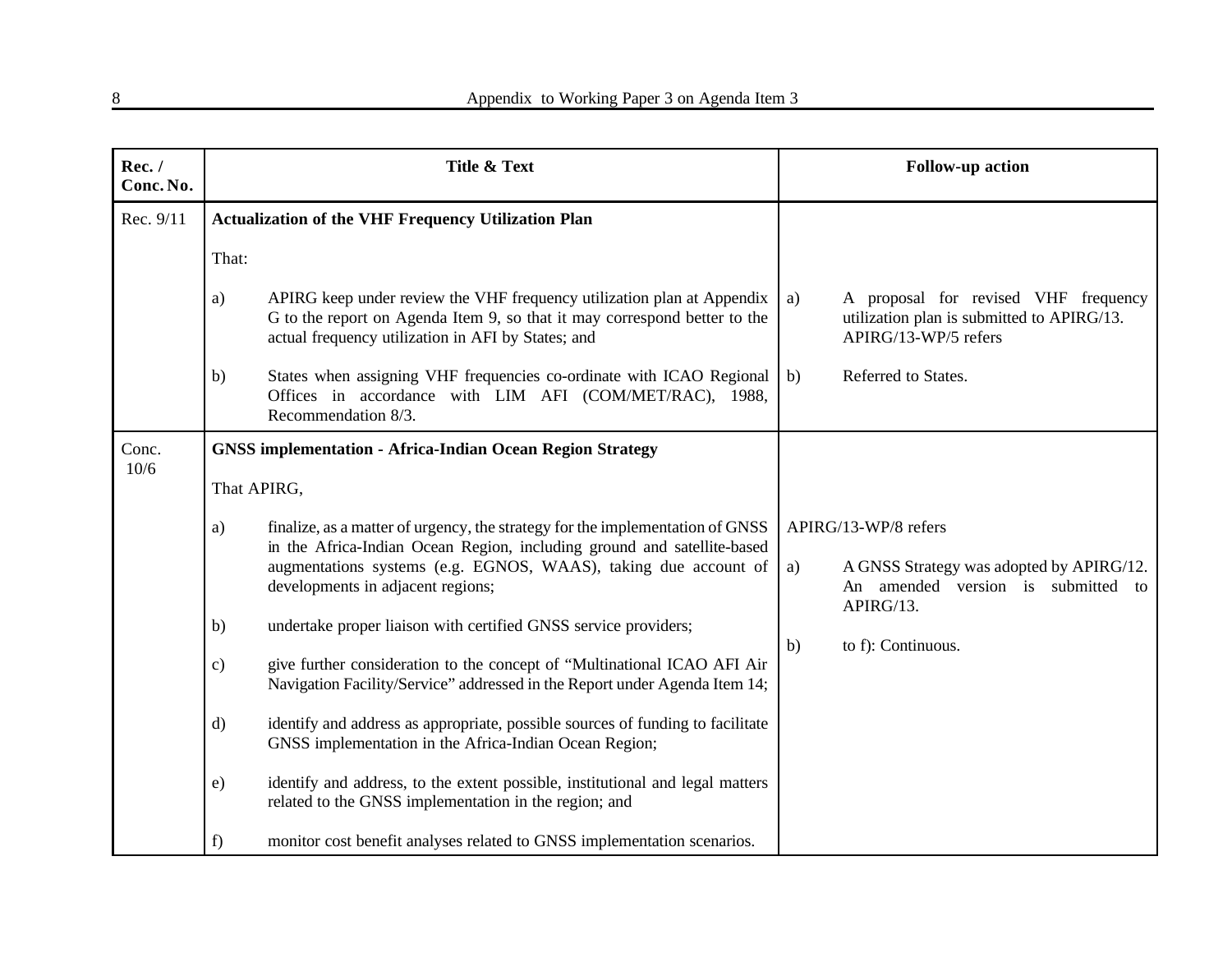| Rec. / Conc. No. | Title & Text | Follow-up action |
|---|---|---|
| Rec. 9/11 | **Actualization of the VHF Frequency Utilization Plan**<br><br>That:<br><br>a) APIRG keep under review the VHF frequency utilization plan at Appendix G to the report on Agenda Item 9, so that it may correspond better to the actual frequency utilization in AFI by States; and<br><br>b) States when assigning VHF frequencies co-ordinate with ICAO Regional Offices in accordance with LIM AFI (COM/MET/RAC), 1988, Recommendation 8/3. | a) A proposal for revised VHF frequency utilization plan is submitted to APIRG/13. APIRG/13-WP/5 refers<br><br>b) Referred to States. |
| Conc. 10/6 | **GNSS implementation - Africa-Indian Ocean Region Strategy**<br><br>That APIRG,<br><br>a) finalize, as a matter of urgency, the strategy for the implementation of GNSS in the Africa-Indian Ocean Region, including ground and satellite-based augmentations systems (e.g. EGNOS, WAAS), taking due account of developments in adjacent regions;<br><br>b) undertake proper liaison with certified GNSS service providers;<br><br>c) give further consideration to the concept of "Multinational ICAO AFI Air Navigation Facility/Service" addressed in the Report under Agenda Item 14;<br><br>d) identify and address as appropriate, possible sources of funding to facilitate GNSS implementation in the Africa-Indian Ocean Region;<br><br>e) identify and address, to the extent possible, institutional and legal matters related to the GNSS implementation in the region; and<br><br>f) monitor cost benefit analyses related to GNSS implementation scenarios. | APIRG/13-WP/8 refers<br><br>a) A GNSS Strategy was adopted by APIRG/12. An amended version is submitted to APIRG/13.<br><br>b) to f): Continuous. |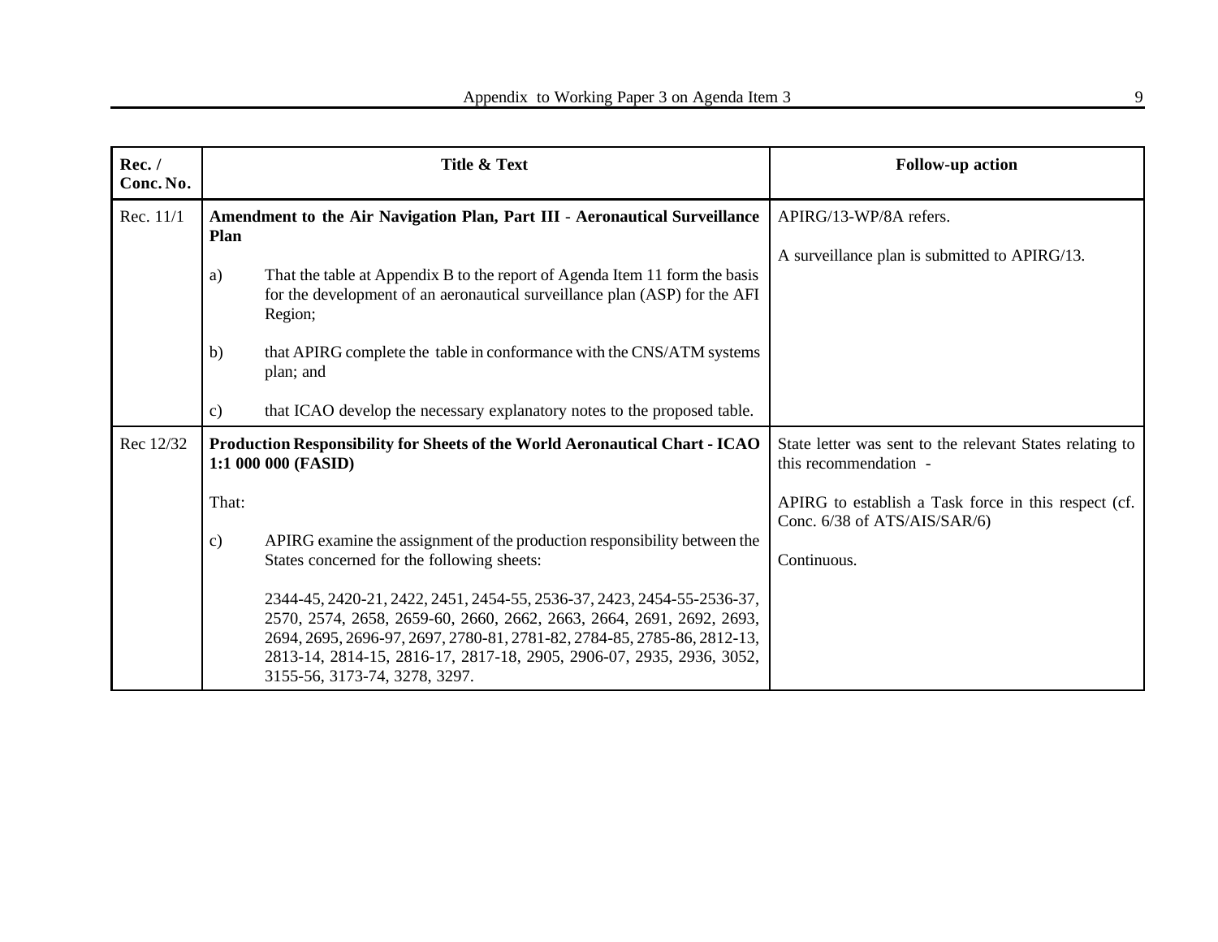| Rec. / Conc. No. | Title & Text | Follow-up action |
|---|---|---|
| Rec. 11/1 | **Amendment to the Air Navigation Plan, Part III - Aeronautical Surveillance Plan**<br><br>a) That the table at Appendix B to the report of Agenda Item 11 form the basis for the development of an aeronautical surveillance plan (ASP) for the AFI Region;<br><br>b) that APIRG complete the table in conformance with the CNS/ATM systems plan; and<br><br>c) that ICAO develop the necessary explanatory notes to the proposed table. | APIRG/13-WP/8A refers.<br><br>A surveillance plan is submitted to APIRG/13. |
| Rec 12/32 | **Production Responsibility for Sheets of the World Aeronautical Chart - ICAO 1:1 000 000 (FASID)**<br><br>That:<br><br>c) APIRG examine the assignment of the production responsibility between the States concerned for the following sheets:<br><br>2344-45, 2420-21, 2422, 2451, 2454-55, 2536-37, 2423, 2454-55-2536-37, 2570, 2574, 2658, 2659-60, 2660, 2662, 2663, 2664, 2691, 2692, 2693, 2694, 2695, 2696-97, 2697, 2780-81, 2781-82, 2784-85, 2785-86, 2812-13, 2813-14, 2814-15, 2816-17, 2817-18, 2905, 2906-07, 2935, 2936, 3052, 3155-56, 3173-74, 3278, 3297. | State letter was sent to the relevant States relating to this recommendation -<br><br>APIRG to establish a Task force in this respect (cf. Conc. 6/38 of ATS/AIS/SAR/6)<br><br>Continuous. |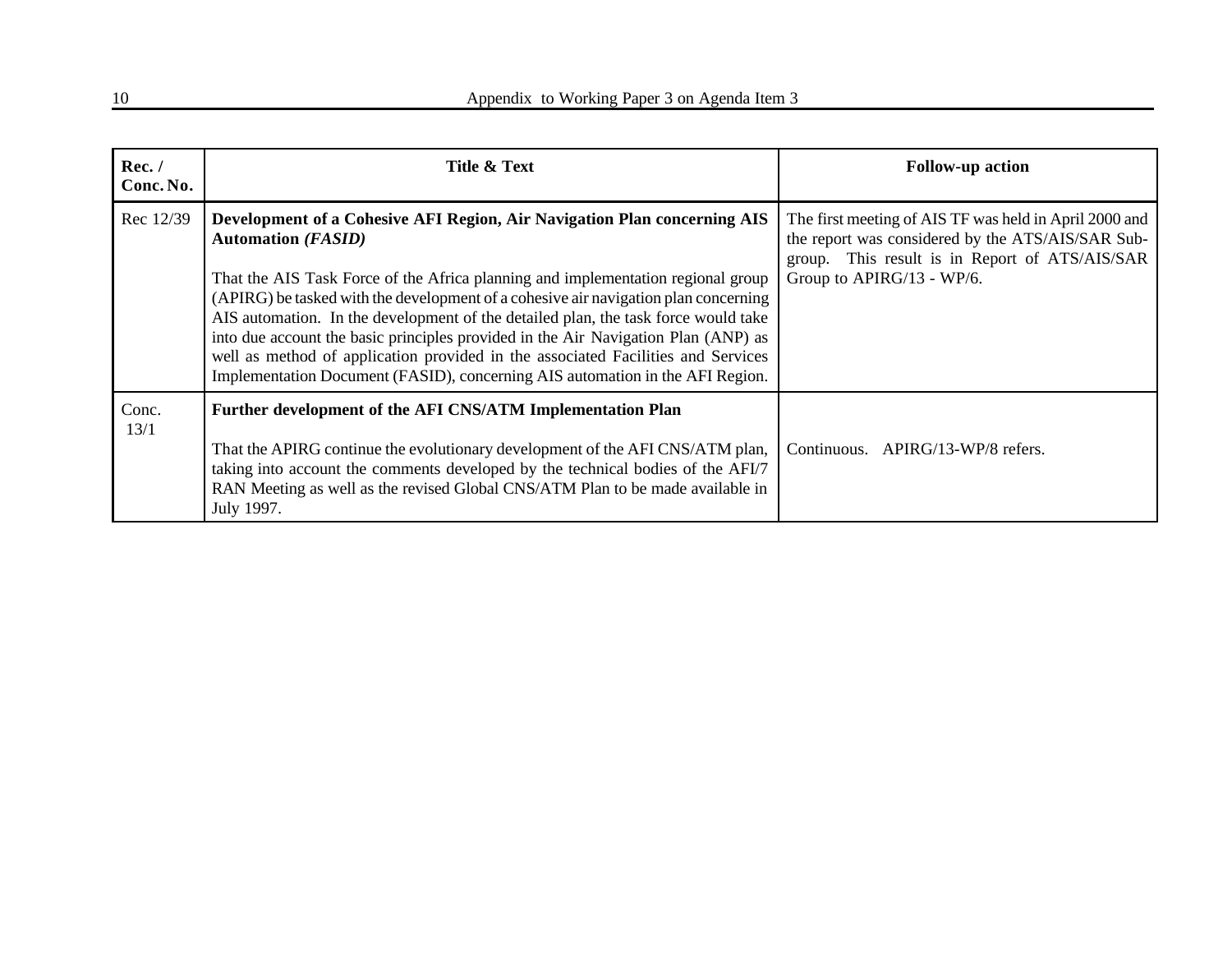| Rec. / Conc. No. | Title & Text | Follow-up action |
|---|---|---|
| Rec 12/39 | **Development of a Cohesive AFI Region, Air Navigation Plan concerning AIS Automation *(FASID)***<br><br>That the AIS Task Force of the Africa planning and implementation regional group (APIRG) be tasked with the development of a cohesive air navigation plan concerning AIS automation. In the development of the detailed plan, the task force would take into due account the basic principles provided in the Air Navigation Plan (ANP) as well as method of application provided in the associated Facilities and Services Implementation Document (FASID), concerning AIS automation in the AFI Region. | The first meeting of AIS TF was held in April 2000 and the report was considered by the ATS/AIS/SAR Sub-group. This result is in Report of ATS/AIS/SAR Group to APIRG/13 - WP/6. |
| Conc. 13/1 | **Further development of the AFI CNS/ATM Implementation Plan**<br><br>That the APIRG continue the evolutionary development of the AFI CNS/ATM plan, taking into account the comments developed by the technical bodies of the AFI/7 RAN Meeting as well as the revised Global CNS/ATM Plan to be made available in July 1997. | Continuous. APIRG/13-WP/8 refers. |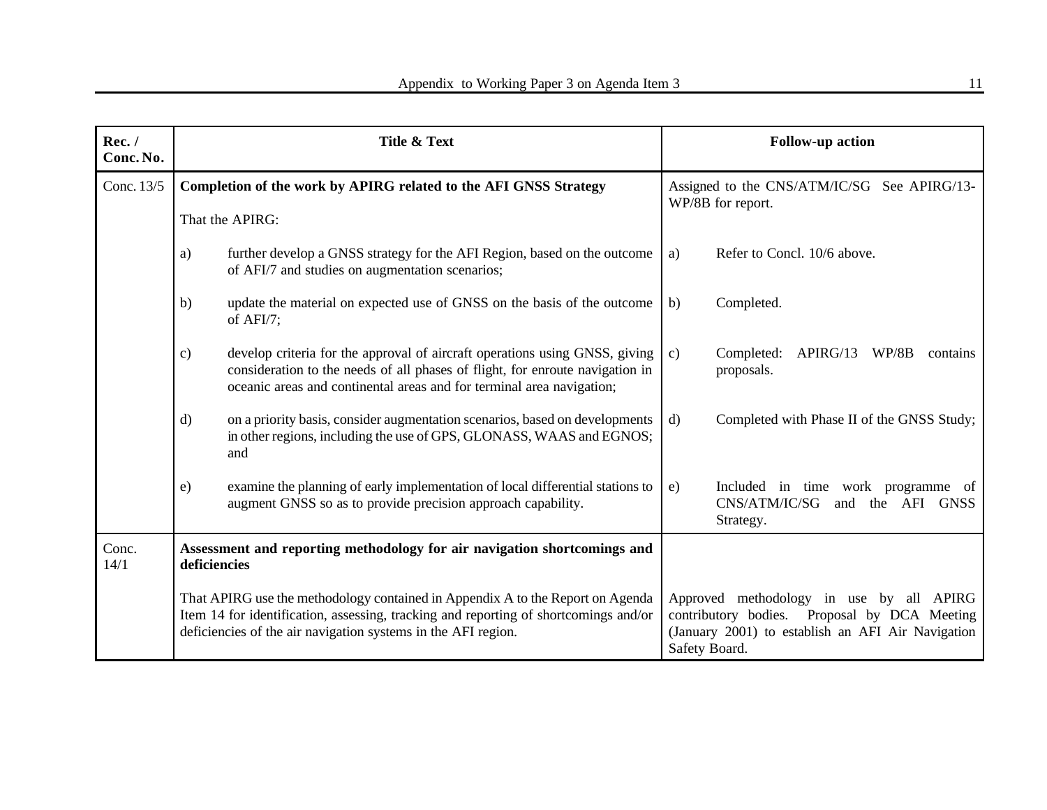| Rec. / Conc. No. | Title & Text | Follow-up action |
|---|---|---|
| Conc. 13/5 | **Completion of the work by APIRG related to the AFI GNSS Strategy**<br><br>That the APIRG:<br><br>a) further develop a GNSS strategy for the AFI Region, based on the outcome of AFI/7 and studies on augmentation scenarios;<br><br>b) update the material on expected use of GNSS on the basis of the outcome of AFI/7;<br><br>c) develop criteria for the approval of aircraft operations using GNSS, giving consideration to the needs of all phases of flight, for enroute navigation in oceanic areas and continental areas and for terminal area navigation;<br><br>d) on a priority basis, consider augmentation scenarios, based on developments in other regions, including the use of GPS, GLONASS, WAAS and EGNOS; and<br><br>e) examine the planning of early implementation of local differential stations to augment GNSS so as to provide precision approach capability. | Assigned to the CNS/ATM/IC/SG See APIRG/13-WP/8B for report.<br><br>a) Refer to Concl. 10/6 above.<br><br>b) Completed.<br><br>c) Completed: APIRG/13 WP/8B contains proposals.<br><br>d) Completed with Phase II of the GNSS Study;<br><br>e) Included in time work programme of CNS/ATM/IC/SG and the AFI GNSS Strategy. |
| Conc. 14/1 | **Assessment and reporting methodology for air navigation shortcomings and deficiencies**<br><br>That APIRG use the methodology contained in Appendix A to the Report on Agenda Item 14 for identification, assessing, tracking and reporting of shortcomings and/or deficiencies of the air navigation systems in the AFI region. | Approved methodology in use by all APIRG contributory bodies. Proposal by DCA Meeting (January 2001) to establish an AFI Air Navigation Safety Board. |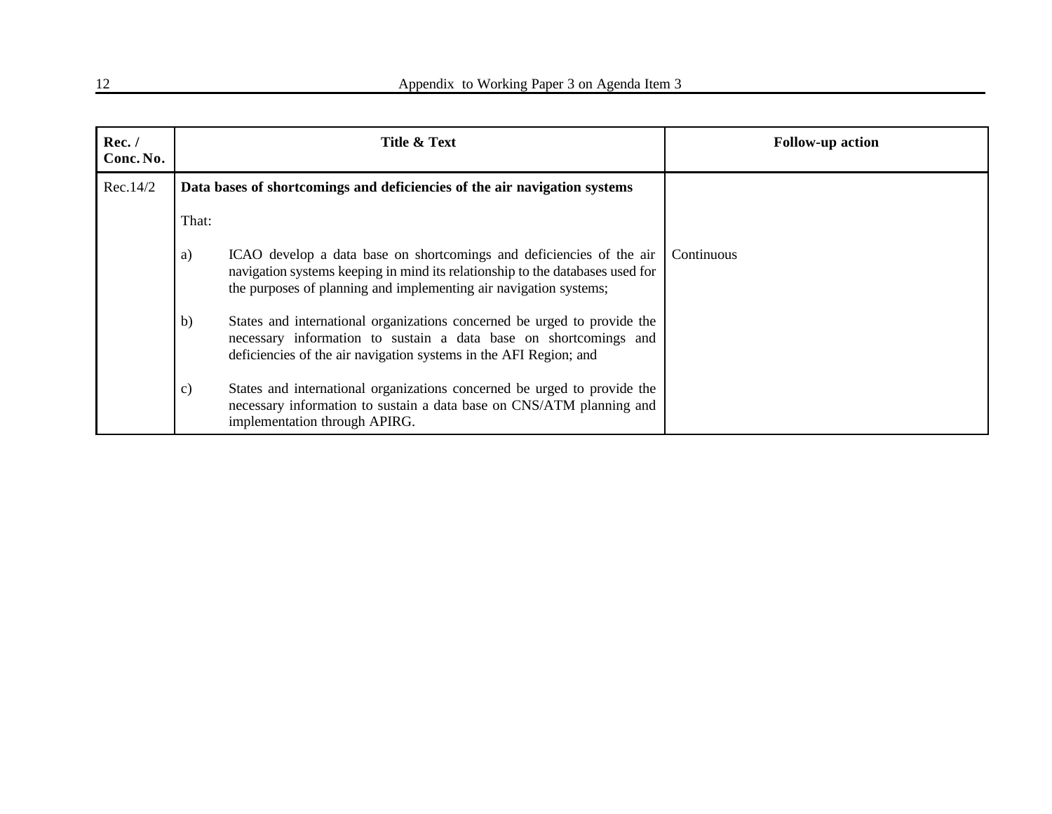| Rec. / Conc. No. | Title & Text | Follow-up action |
|---|---|---|
| Rec.14/2 | **Data bases of shortcomings and deficiencies of the air navigation systems**<br><br>That:<br><br>a) ICAO develop a data base on shortcomings and deficiencies of the air navigation systems keeping in mind its relationship to the databases used for the purposes of planning and implementing air navigation systems;<br><br>b) States and international organizations concerned be urged to provide the necessary information to sustain a data base on shortcomings and deficiencies of the air navigation systems in the AFI Region; and<br><br>c) States and international organizations concerned be urged to provide the necessary information to sustain a data base on CNS/ATM planning and implementation through APIRG. | Continuous |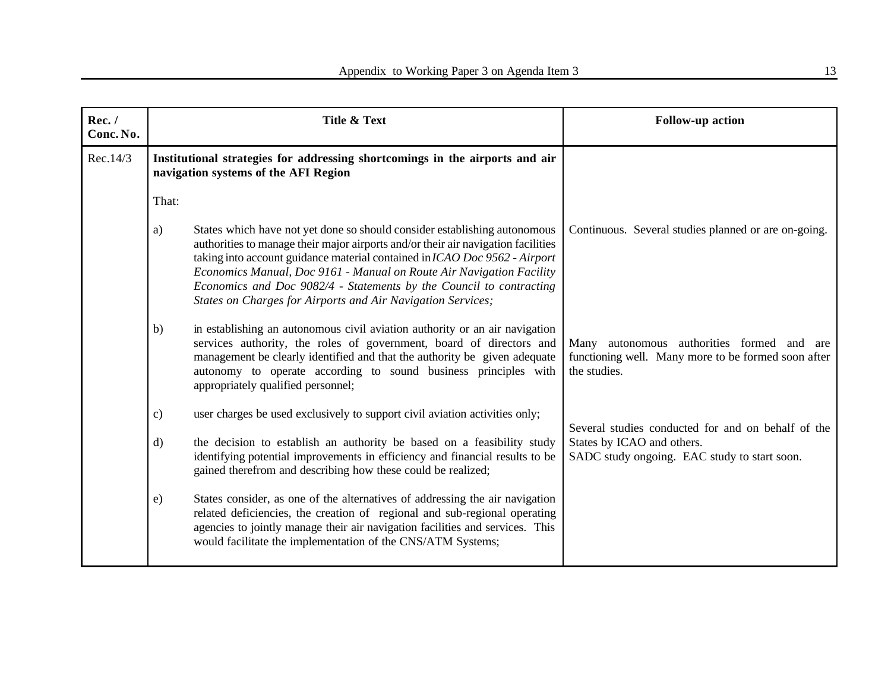| Rec. / Conc. No. | Title & Text | Follow-up action |
|---|---|---|
| Rec.14/3 | **Institutional strategies for addressing shortcomings in the airports and air navigation systems of the AFI Region** | |
| | That: | |
| | a) States which have not yet done so should consider establishing autonomous authorities to manage their major airports and/or their air navigation facilities taking into account guidance material contained in *ICAO Doc 9562 - Airport Economics Manual, Doc 9161 - Manual on Route Air Navigation Facility Economics and Doc 9082/4 - Statements by the Council to contracting States on Charges for Airports and Air Navigation Services;* | Continuous. Several studies planned or are on-going. |
| | b) in establishing an autonomous civil aviation authority or an air navigation services authority, the roles of government, board of directors and management be clearly identified and that the authority be given adequate autonomy to operate according to sound business principles with appropriately qualified personnel; | Many autonomous authorities formed and are functioning well. Many more to be formed soon after the studies. |
| | c) user charges be used exclusively to support civil aviation activities only; | |
| | d) the decision to establish an authority be based on a feasibility study identifying potential improvements in efficiency and financial results to be gained therefrom and describing how these could be realized; | Several studies conducted for and on behalf of the States by ICAO and others. SADC study ongoing. EAC study to start soon. |
| | e) States consider, as one of the alternatives of addressing the air navigation related deficiencies, the creation of regional and sub-regional operating agencies to jointly manage their air navigation facilities and services. This would facilitate the implementation of the CNS/ATM Systems; | |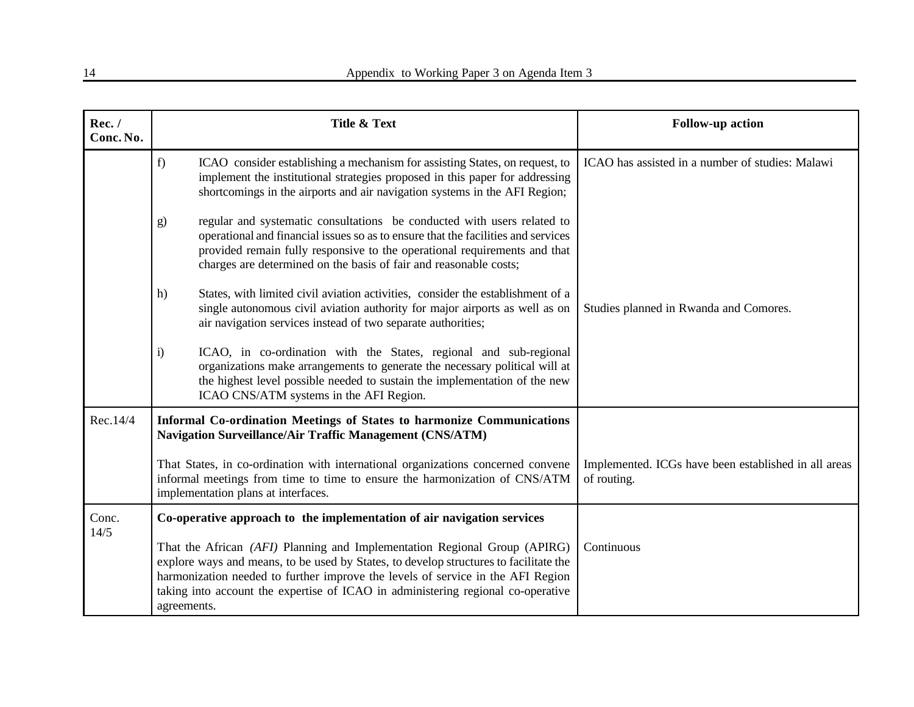| Rec. / Conc. No. | Title & Text | Follow-up action |
|---|---|---|
| | f) ICAO consider establishing a mechanism for assisting States, on request, to implement the institutional strategies proposed in this paper for addressing shortcomings in the airports and air navigation systems in the AFI Region; | ICAO has assisted in a number of studies: Malawi |
| | g) regular and systematic consultations be conducted with users related to operational and financial issues so as to ensure that the facilities and services provided remain fully responsive to the operational requirements and that charges are determined on the basis of fair and reasonable costs; | |
| | h) States, with limited civil aviation activities, consider the establishment of a single autonomous civil aviation authority for major airports as well as on air navigation services instead of two separate authorities; | Studies planned in Rwanda and Comores. |
| | i) ICAO, in co-ordination with the States, regional and sub-regional organizations make arrangements to generate the necessary political will at the highest level possible needed to sustain the implementation of the new ICAO CNS/ATM systems in the AFI Region. | |
| Rec.14/4 | **Informal Co-ordination Meetings of States to harmonize Communications Navigation Surveillance/Air Traffic Management (CNS/ATM)**<br><br>That States, in co-ordination with international organizations concerned convene informal meetings from time to time to ensure the harmonization of CNS/ATM implementation plans at interfaces. | Implemented. ICGs have been established in all areas of routing. |
| Conc. 14/5 | **Co-operative approach to the implementation of air navigation services**<br><br>That the African *(AFI)* Planning and Implementation Regional Group (APIRG) explore ways and means, to be used by States, to develop structures to facilitate the harmonization needed to further improve the levels of service in the AFI Region taking into account the expertise of ICAO in administering regional co-operative agreements. | Continuous |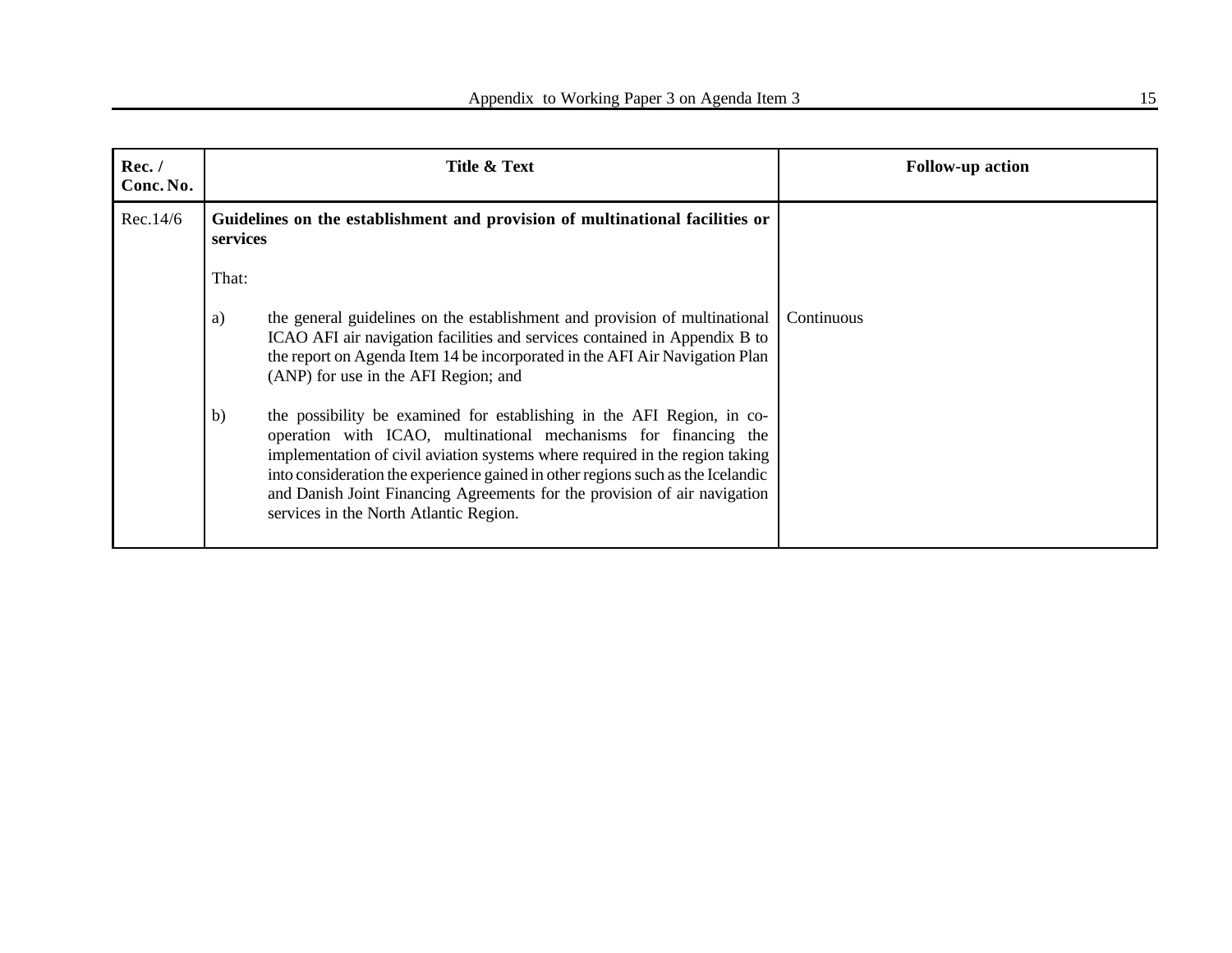| Rec. / Conc. No. | Title & Text | Follow-up action |
|---|---|---|
| Rec.14/6 | **Guidelines on the establishment and provision of multinational facilities or services**<br><br>That:<br><br>a) the general guidelines on the establishment and provision of multinational ICAO AFI air navigation facilities and services contained in Appendix B to the report on Agenda Item 14 be incorporated in the AFI Air Navigation Plan (ANP) for use in the AFI Region; and<br><br>b) the possibility be examined for establishing in the AFI Region, in co-operation with ICAO, multinational mechanisms for financing the implementation of civil aviation systems where required in the region taking into consideration the experience gained in other regions such as the Icelandic and Danish Joint Financing Agreements for the provision of air navigation services in the North Atlantic Region. | Continuous |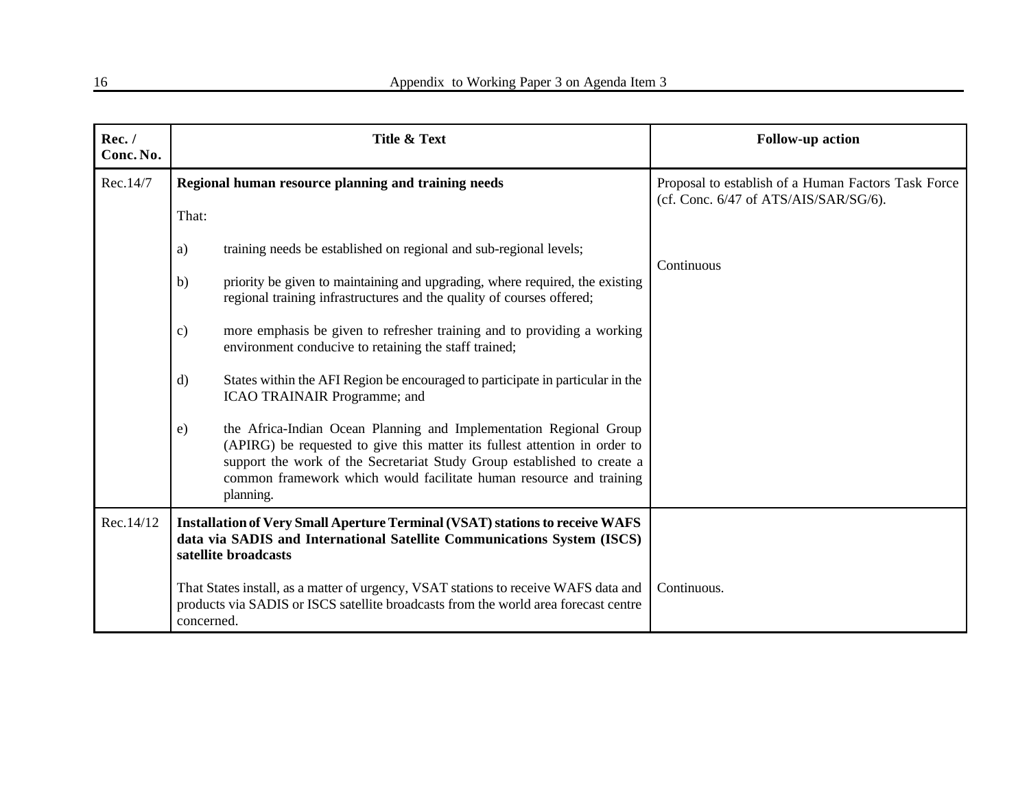| Rec. / Conc. No. | Title & Text | Follow-up action |
| --- | --- | --- |
| Rec.14/7 | **Regional human resource planning and training needs**<br><br>That:<br><br>a) training needs be established on regional and sub-regional levels;<br><br>b) priority be given to maintaining and upgrading, where required, the existing regional training infrastructures and the quality of courses offered;<br><br>c) more emphasis be given to refresher training and to providing a working environment conducive to retaining the staff trained;<br><br>d) States within the AFI Region be encouraged to participate in particular in the ICAO TRAINAIR Programme; and<br><br>e) the Africa-Indian Ocean Planning and Implementation Regional Group (APIRG) be requested to give this matter its fullest attention in order to support the work of the Secretariat Study Group established to create a common framework which would facilitate human resource and training planning. | Proposal to establish of a Human Factors Task Force (cf. Conc. 6/47 of ATS/AIS/SAR/SG/6).<br><br>Continuous |
| Rec.14/12 | **Installation of Very Small Aperture Terminal (VSAT) stations to receive WAFS data via SADIS and International Satellite Communications System (ISCS) satellite broadcasts**<br><br>That States install, as a matter of urgency, VSAT stations to receive WAFS data and products via SADIS or ISCS satellite broadcasts from the world area forecast centre concerned. | Continuous. |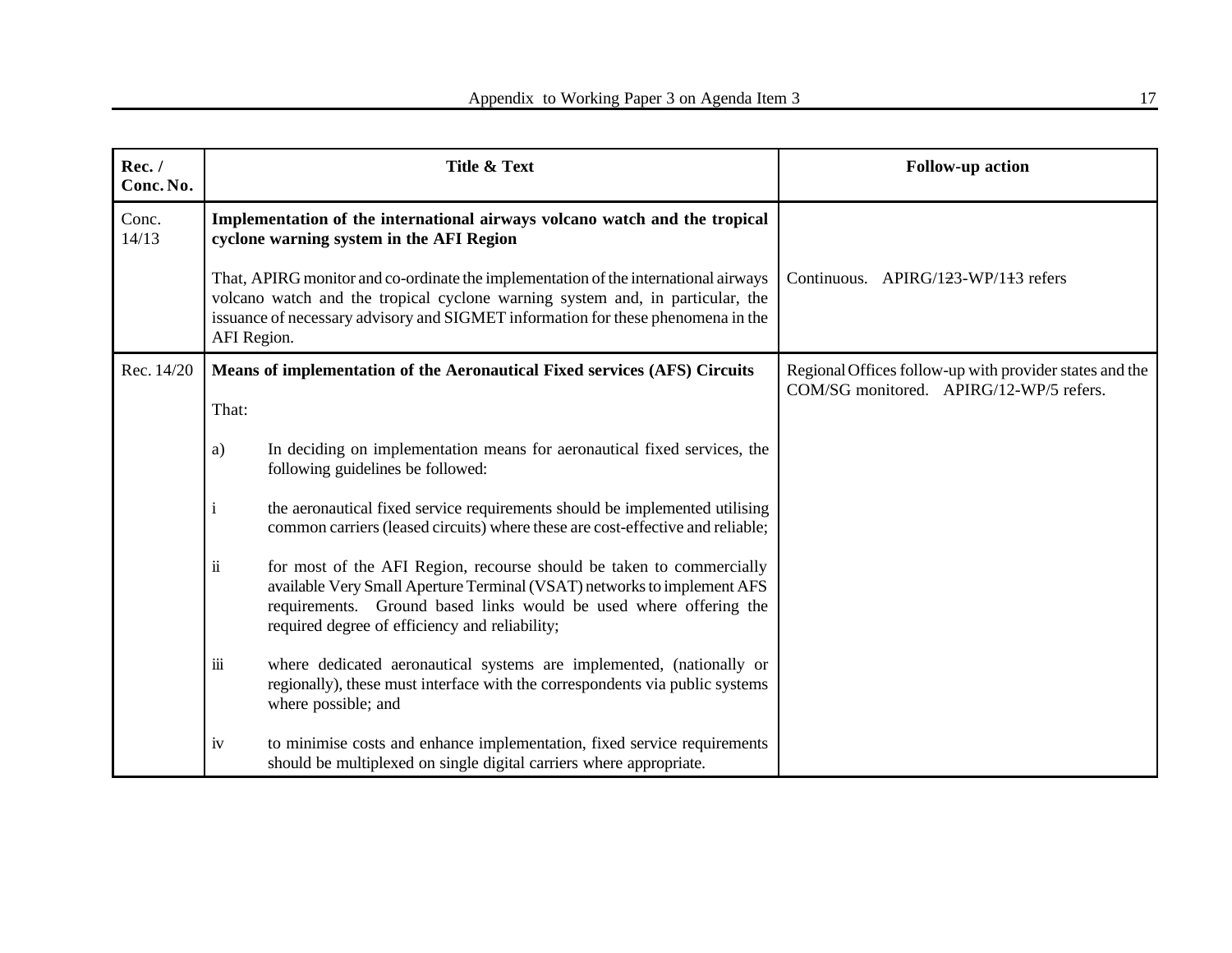| Rec. / Conc. No. | Title & Text | Follow-up action |
|---|---|---|
| Conc. 14/13 | **Implementation of the international airways volcano watch and the tropical cyclone warning system in the AFI Region**<br><br>That, APIRG monitor and co-ordinate the implementation of the international airways volcano watch and the tropical cyclone warning system and, in particular, the issuance of necessary advisory and SIGMET information for these phenomena in the AFI Region. | Continuous. APIRG/1~~2~~3-WP/1~~1~~3 refers |
| Rec. 14/20 | **Means of implementation of the Aeronautical Fixed services (AFS) Circuits**<br><br>That:<br><br>a) In deciding on implementation means for aeronautical fixed services, the following guidelines be followed:<br><br>i the aeronautical fixed service requirements should be implemented utilising common carriers (leased circuits) where these are cost-effective and reliable;<br><br>ii for most of the AFI Region, recourse should be taken to commercially available Very Small Aperture Terminal (VSAT) networks to implement AFS requirements. Ground based links would be used where offering the required degree of efficiency and reliability;<br><br>iii where dedicated aeronautical systems are implemented, (nationally or regionally), these must interface with the correspondents via public systems where possible; and<br><br>iv to minimise costs and enhance implementation, fixed service requirements should be multiplexed on single digital carriers where appropriate. | Regional Offices follow-up with provider states and the COM/SG monitored. APIRG/12-WP/5 refers. |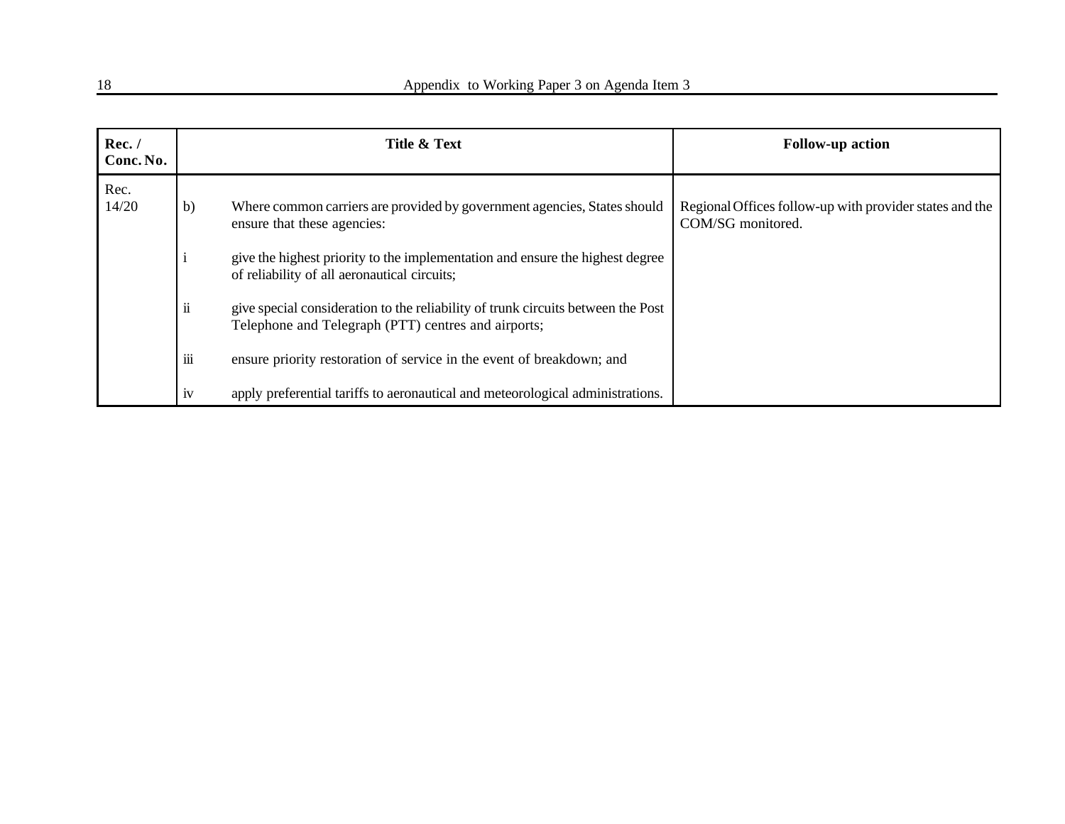| Rec. / Conc. No. | Title & Text | Follow-up action |
|---|---|---|
| Rec. 14/20 | b) Where common carriers are provided by government agencies, States should ensure that these agencies:<br><br>i give the highest priority to the implementation and ensure the highest degree of reliability of all aeronautical circuits;<br><br>ii give special consideration to the reliability of trunk circuits between the Post Telephone and Telegraph (PTT) centres and airports;<br><br>iii ensure priority restoration of service in the event of breakdown; and<br><br>iv apply preferential tariffs to aeronautical and meteorological administrations. | Regional Offices follow-up with provider states and the COM/SG monitored. |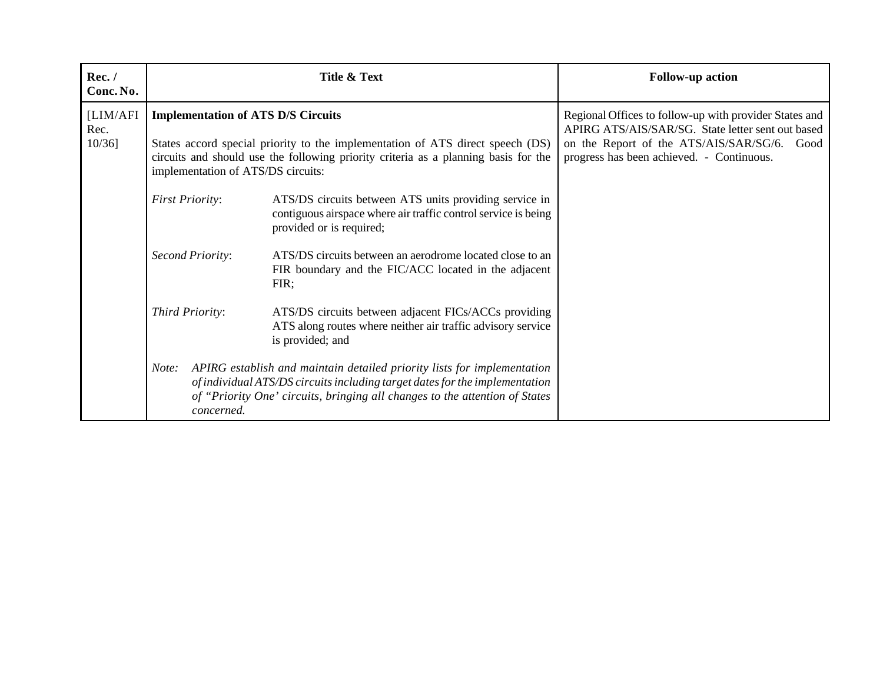| Rec. / Conc. No. | Title & Text | Follow-up action |
|---|---|---|
| [LIM/AFI Rec. 10/36] | **Implementation of ATS D/S Circuits**<br><br>States accord special priority to the implementation of ATS direct speech (DS) circuits and should use the following priority criteria as a planning basis for the implementation of ATS/DS circuits:<br><br>*First Priority*: ATS/DS circuits between ATS units providing service in contiguous airspace where air traffic control service is being provided or is required;<br><br>*Second Priority*: ATS/DS circuits between an aerodrome located close to an FIR boundary and the FIC/ACC located in the adjacent FIR;<br><br>*Third Priority*: ATS/DS circuits between adjacent FICs/ACCs providing ATS along routes where neither air traffic advisory service is provided; and<br><br>*Note: APIRG establish and maintain detailed priority lists for implementation of individual ATS/DS circuits including target dates for the implementation of "Priority One' circuits, bringing all changes to the attention of States concerned.* | Regional Offices to follow-up with provider States and APIRG ATS/AIS/SAR/SG. State letter sent out based on the Report of the ATS/AIS/SAR/SG/6. Good progress has been achieved. - Continuous. |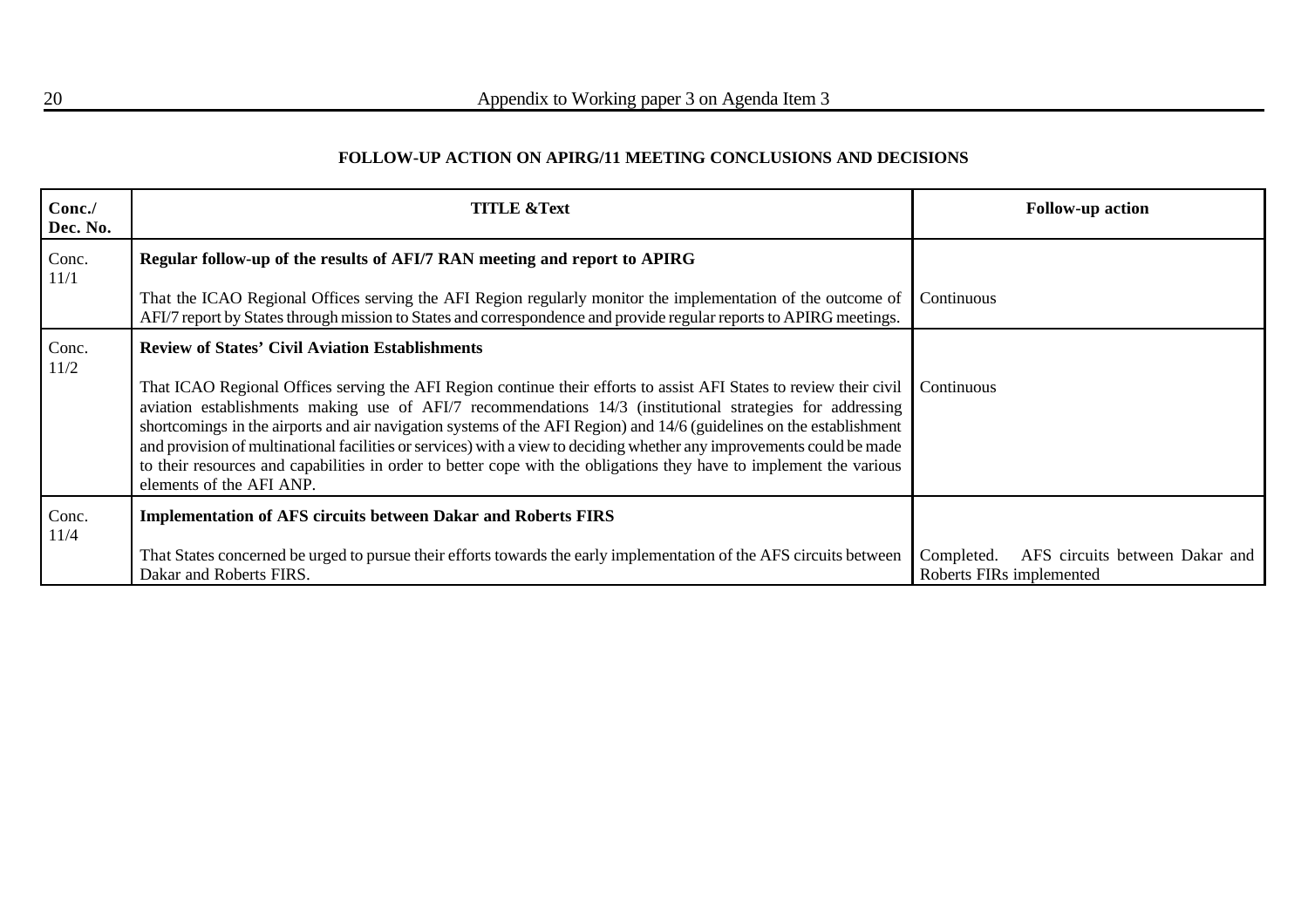**FOLLOW-UP ACTION ON APIRG/11 MEETING CONCLUSIONS AND DECISIONS**

| Conc./ Dec. No. | TITLE &Text | Follow-up action |
|---|---|---|
| Conc. 11/1 | **Regular follow-up of the results of AFI/7 RAN meeting and report to APIRG**<br><br>That the ICAO Regional Offices serving the AFI Region regularly monitor the implementation of the outcome of AFI/7 report by States through mission to States and correspondence and provide regular reports to APIRG meetings. | Continuous |
| Conc. 11/2 | **Review of States' Civil Aviation Establishments**<br><br>That ICAO Regional Offices serving the AFI Region continue their efforts to assist AFI States to review their civil aviation establishments making use of AFI/7 recommendations 14/3 (institutional strategies for addressing shortcomings in the airports and air navigation systems of the AFI Region) and 14/6 (guidelines on the establishment and provision of multinational facilities or services) with a view to deciding whether any improvements could be made to their resources and capabilities in order to better cope with the obligations they have to implement the various elements of the AFI ANP. | Continuous |
| Conc. 11/4 | **Implementation of AFS circuits between Dakar and Roberts FIRS**<br><br>That States concerned be urged to pursue their efforts towards the early implementation of the AFS circuits between Dakar and Roberts FIRS. | Completed. AFS circuits between Dakar and Roberts FIRs implemented |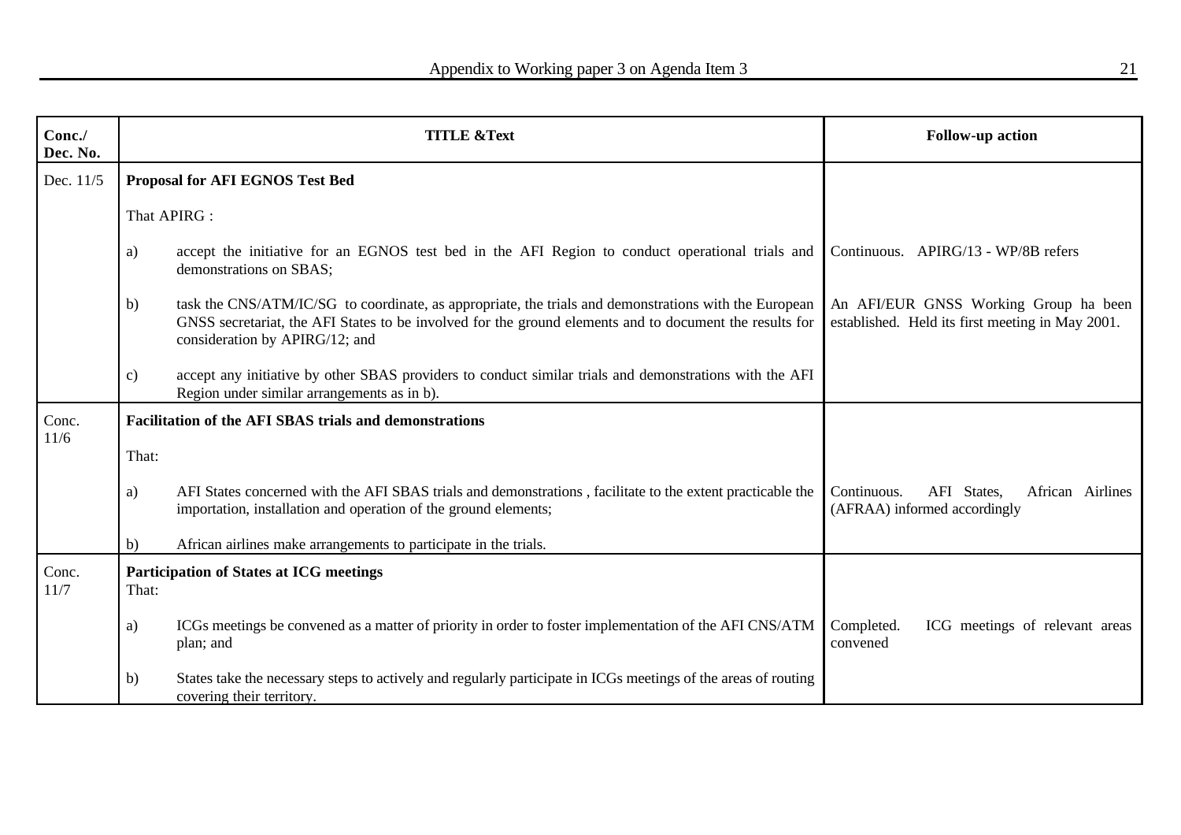| Conc./ Dec. No. | TITLE &Text | Follow-up action |
|---|---|---|
| Dec. 11/5 | **Proposal for AFI EGNOS Test Bed** | |
| | That APIRG : | |
| | a) accept the initiative for an EGNOS test bed in the AFI Region to conduct operational trials and demonstrations on SBAS; | Continuous. APIRG/13 - WP/8B refers |
| | b) task the CNS/ATM/IC/SG to coordinate, as appropriate, the trials and demonstrations with the European GNSS secretariat, the AFI States to be involved for the ground elements and to document the results for consideration by APIRG/12; and | An AFI/EUR GNSS Working Group ha been established. Held its first meeting in May 2001. |
| | c) accept any initiative by other SBAS providers to conduct similar trials and demonstrations with the AFI Region under similar arrangements as in b). | |
| Conc. 11/6 | **Facilitation of the AFI SBAS trials and demonstrations** | |
| | That: | |
| | a) AFI States concerned with the AFI SBAS trials and demonstrations , facilitate to the extent practicable the importation, installation and operation of the ground elements; | Continuous. AFI States, African Airlines (AFRAA) informed accordingly |
| | b) African airlines make arrangements to participate in the trials. | |
| Conc. 11/7 | **Participation of States at ICG meetings** That: | |
| | a) ICGs meetings be convened as a matter of priority in order to foster implementation of the AFI CNS/ATM plan; and | Completed. ICG meetings of relevant areas convened |
| | b) States take the necessary steps to actively and regularly participate in ICGs meetings of the areas of routing covering their territory. | |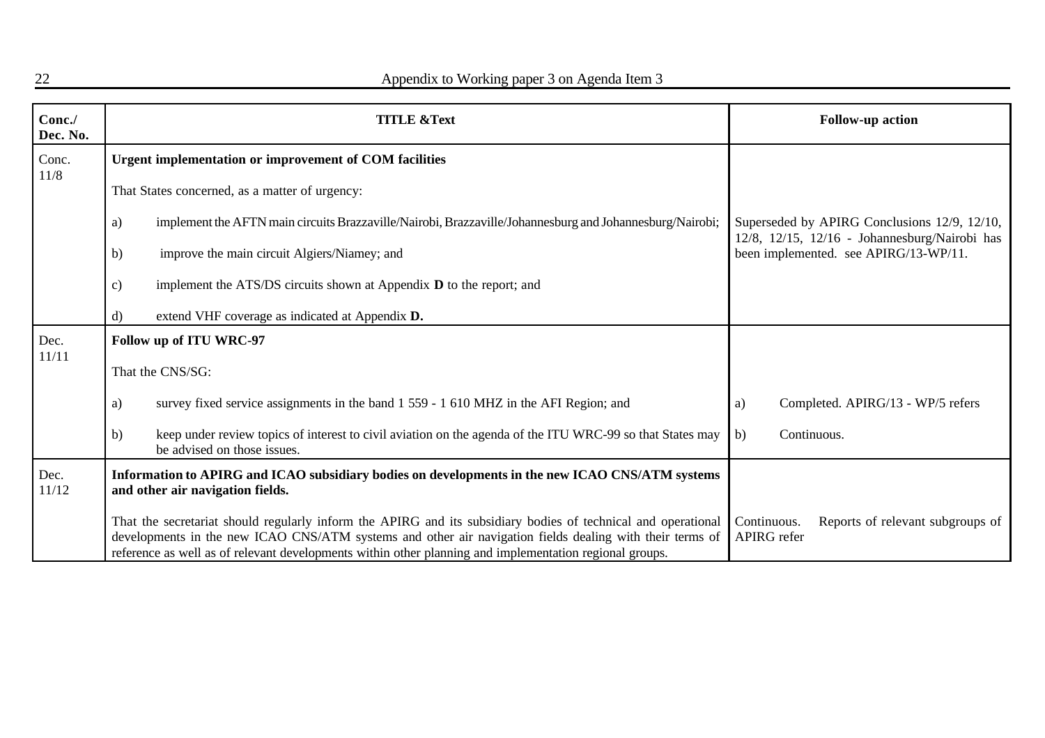| Conc./ Dec. No. | TITLE &Text | Follow-up action |
|---|---|---|
| Conc. 11/8 | **Urgent implementation or improvement of COM facilities**<br><br>That States concerned, as a matter of urgency:<br><br>a) implement the AFTN main circuits Brazzaville/Nairobi, Brazzaville/Johannesburg and Johannesburg/Nairobi;<br><br>b) improve the main circuit Algiers/Niamey; and<br><br>c) implement the ATS/DS circuits shown at Appendix **D** to the report; and<br><br>d) extend VHF coverage as indicated at Appendix **D.** | Superseded by APIRG Conclusions 12/9, 12/10, 12/8, 12/15, 12/16 - Johannesburg/Nairobi has been implemented. see APIRG/13-WP/11. |
| Dec. 11/11 | **Follow up of ITU WRC-97**<br><br>That the CNS/SG:<br><br>a) survey fixed service assignments in the band 1 559 - 1 610 MHZ in the AFI Region; and<br><br>b) keep under review topics of interest to civil aviation on the agenda of the ITU WRC-99 so that States may be advised on those issues. | a) Completed. APIRG/13 - WP/5 refers<br><br>b) Continuous. |
| Dec. 11/12 | **Information to APIRG and ICAO subsidiary bodies on developments in the new ICAO CNS/ATM systems and other air navigation fields.**<br><br>That the secretariat should regularly inform the APIRG and its subsidiary bodies of technical and operational developments in the new ICAO CNS/ATM systems and other air navigation fields dealing with their terms of reference as well as of relevant developments within other planning and implementation regional groups. | Continuous. Reports of relevant subgroups of APIRG refer |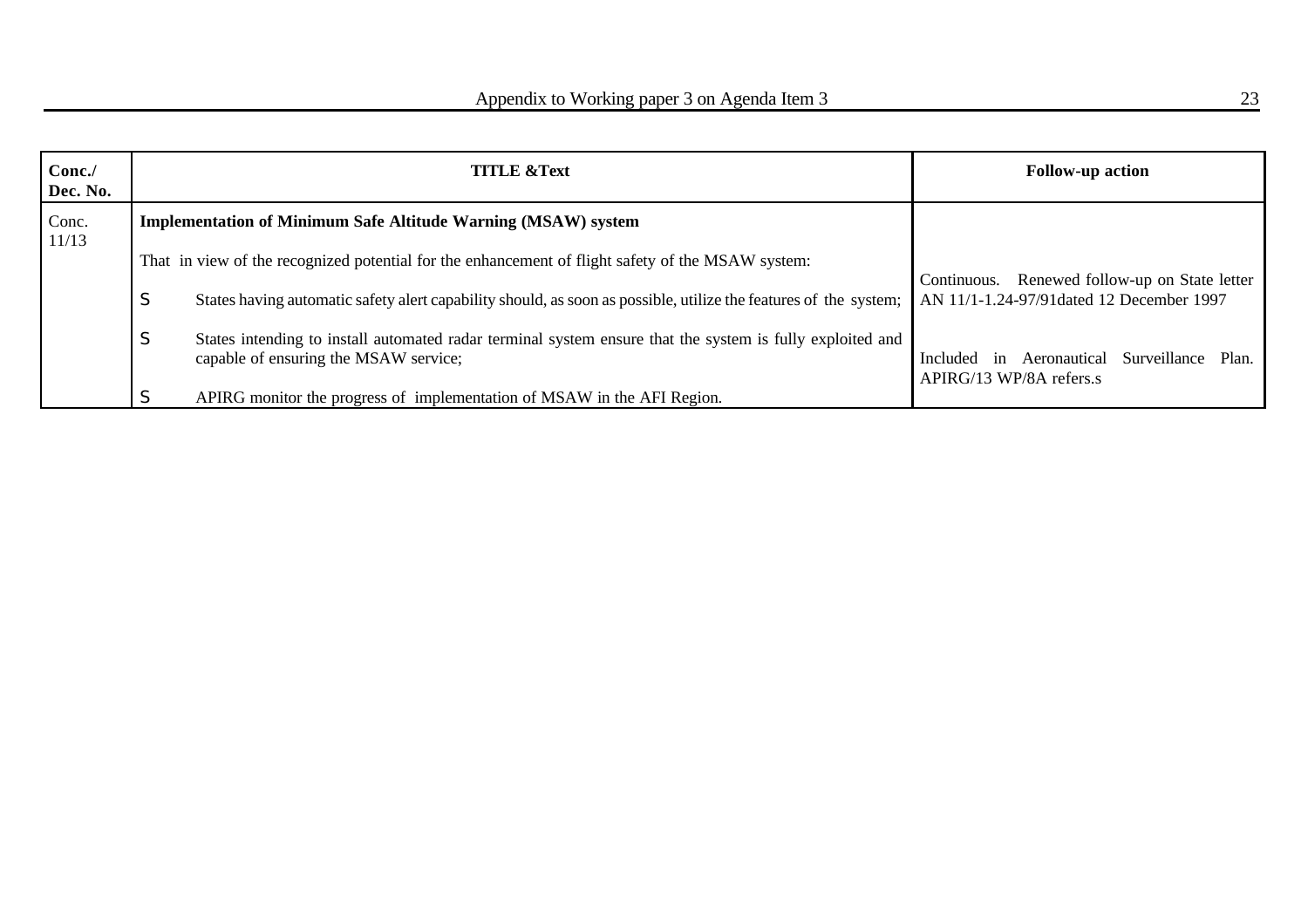| Conc./ Dec. No. | TITLE &Text | Follow-up action |
|---|---|---|
| Conc. 11/13 | **Implementation of Minimum Safe Altitude Warning (MSAW) system**<br><br>That in view of the recognized potential for the enhancement of flight safety of the MSAW system:<br><br>S States having automatic safety alert capability should, as soon as possible, utilize the features of the system;<br><br>S States intending to install automated radar terminal system ensure that the system is fully exploited and capable of ensuring the MSAW service;<br><br>S APIRG monitor the progress of implementation of MSAW in the AFI Region. | Continuous. Renewed follow-up on State letter AN 11/1-1.24-97/91dated 12 December 1997<br><br>Included in Aeronautical Surveillance Plan. APIRG/13 WP/8A refers.s |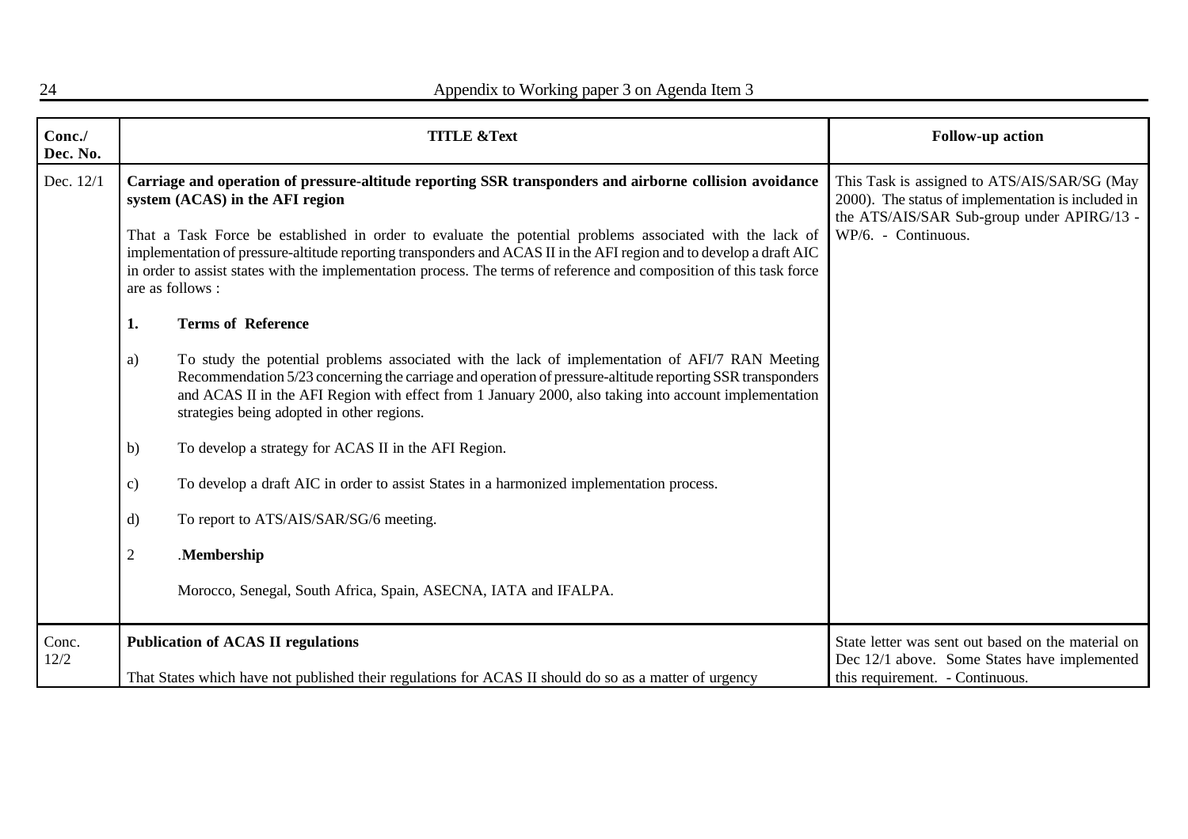| Conc./ Dec. No. | TITLE &Text | Follow-up action |
|---|---|---|
| Dec. 12/1 | **Carriage and operation of pressure-altitude reporting SSR transponders and airborne collision avoidance system (ACAS) in the AFI region**<br><br>That a Task Force be established in order to evaluate the potential problems associated with the lack of implementation of pressure-altitude reporting transponders and ACAS II in the AFI region and to develop a draft AIC in order to assist states with the implementation process. The terms of reference and composition of this task force are as follows :<br><br>**1. Terms of Reference**<br><br>a) To study the potential problems associated with the lack of implementation of AFI/7 RAN Meeting Recommendation 5/23 concerning the carriage and operation of pressure-altitude reporting SSR transponders and ACAS II in the AFI Region with effect from 1 January 2000, also taking into account implementation strategies being adopted in other regions.<br><br>b) To develop a strategy for ACAS II in the AFI Region.<br><br>c) To develop a draft AIC in order to assist States in a harmonized implementation process.<br><br>d) To report to ATS/AIS/SAR/SG/6 meeting.<br><br>2 .**Membership**<br><br>Morocco, Senegal, South Africa, Spain, ASECNA, IATA and IFALPA. | This Task is assigned to ATS/AIS/SAR/SG (May 2000). The status of implementation is included in the ATS/AIS/SAR Sub-group under APIRG/13 - WP/6. - Continuous. |
| Conc. 12/2 | **Publication of ACAS II regulations**<br><br>That States which have not published their regulations for ACAS II should do so as a matter of urgency | State letter was sent out based on the material on Dec 12/1 above. Some States have implemented this requirement. - Continuous. |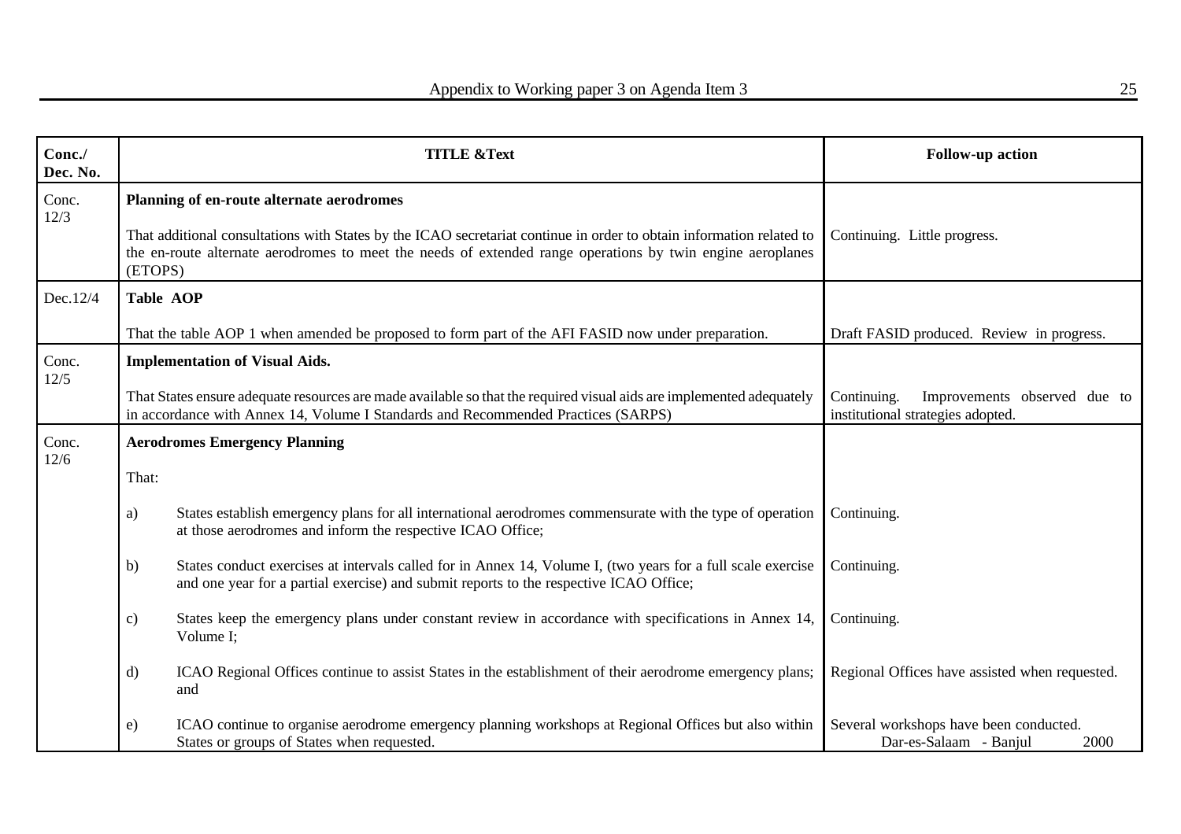| Conc./ Dec. No. | TITLE &Text | Follow-up action |
|---|---|---|
| Conc. 12/3 | **Planning of en-route alternate aerodromes**<br><br>That additional consultations with States by the ICAO secretariat continue in order to obtain information related to the en-route alternate aerodromes to meet the needs of extended range operations by twin engine aeroplanes (ETOPS) | Continuing. Little progress. |
| Dec.12/4 | **Table AOP**<br><br>That the table AOP 1 when amended be proposed to form part of the AFI FASID now under preparation. | Draft FASID produced. Review in progress. |
| Conc. 12/5 | **Implementation of Visual Aids.**<br><br>That States ensure adequate resources are made available so that the required visual aids are implemented adequately in accordance with Annex 14, Volume I Standards and Recommended Practices (SARPS) | Continuing. Improvements observed due to institutional strategies adopted. |
| Conc. 12/6 | **Aerodromes Emergency Planning**<br><br>That: | |
| | a) States establish emergency plans for all international aerodromes commensurate with the type of operation at those aerodromes and inform the respective ICAO Office; | Continuing. |
| | b) States conduct exercises at intervals called for in Annex 14, Volume I, (two years for a full scale exercise and one year for a partial exercise) and submit reports to the respective ICAO Office; | Continuing. |
| | c) States keep the emergency plans under constant review in accordance with specifications in Annex 14, Volume I; | Continuing. |
| | d) ICAO Regional Offices continue to assist States in the establishment of their aerodrome emergency plans; and | Regional Offices have assisted when requested. |
| | e) ICAO continue to organise aerodrome emergency planning workshops at Regional Offices but also within States or groups of States when requested. | Several workshops have been conducted. Dar-es-Salaam - Banjul 2000 |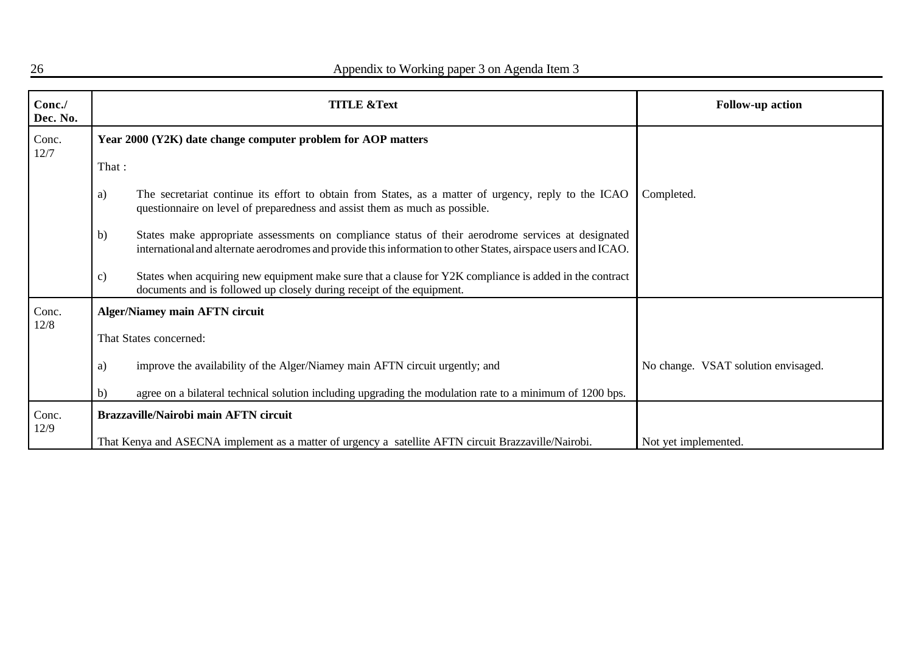| Conc./ Dec. No. | TITLE &Text | Follow-up action |
|---|---|---|
| Conc. 12/7 | **Year 2000 (Y2K) date change computer problem for AOP matters**<br><br>That :<br><br>a) The secretariat continue its effort to obtain from States, as a matter of urgency, reply to the ICAO questionnaire on level of preparedness and assist them as much as possible.<br><br>b) States make appropriate assessments on compliance status of their aerodrome services at designated international and alternate aerodromes and provide this information to other States, airspace users and ICAO.<br><br>c) States when acquiring new equipment make sure that a clause for Y2K compliance is added in the contract documents and is followed up closely during receipt of the equipment. | Completed. |
| Conc. 12/8 | **Alger/Niamey main AFTN circuit**<br><br>That States concerned:<br><br>a) improve the availability of the Alger/Niamey main AFTN circuit urgently; and<br><br>b) agree on a bilateral technical solution including upgrading the modulation rate to a minimum of 1200 bps. | No change. VSAT solution envisaged. |
| Conc. 12/9 | **Brazzaville/Nairobi main AFTN circuit**<br><br>That Kenya and ASECNA implement as a matter of urgency a satellite AFTN circuit Brazzaville/Nairobi. | Not yet implemented. |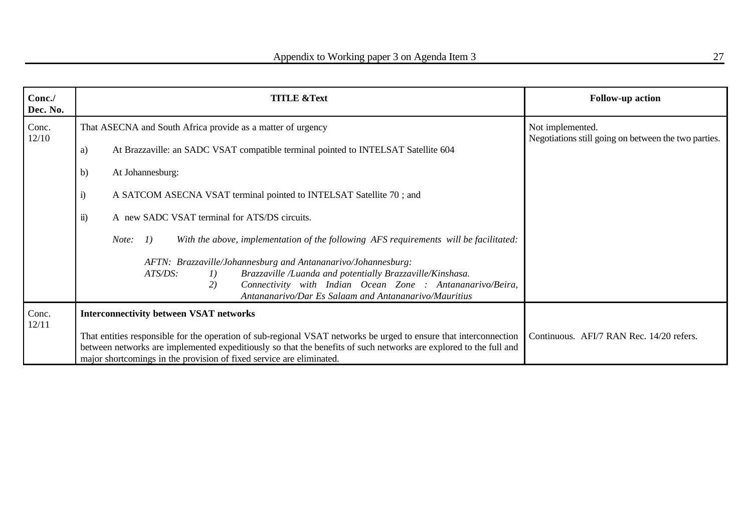| Conc./ Dec. No. | TITLE &Text | Follow-up action |
|---|---|---|
| Conc. 12/10 | That ASECNA and South Africa provide as a matter of urgency<br><br>a) At Brazzaville: an SADC VSAT compatible terminal pointed to INTELSAT Satellite 604<br><br>b) At Johannesburg:<br><br>i) A SATCOM ASECNA VSAT terminal pointed to INTELSAT Satellite 70 ; and<br><br>ii) A new SADC VSAT terminal for ATS/DS circuits.<br><br>*Note: 1) With the above, implementation of the following AFS requirements will be facilitated:*<br><br>*AFTN: Brazzaville/Johannesburg and Antananarivo/Johannesburg:*<br>*ATS/DS: 1) Brazzaville /Luanda and potentially Brazzaville/Kinshasa.*<br>*2) Connectivity with Indian Ocean Zone : Antananarivo/Beira, Antananarivo/Dar Es Salaam and Antananarivo/Mauritius* | Not implemented.<br>Negotiations still going on between the two parties. |
| Conc. 12/11 | **Interconnectivity between VSAT networks**<br><br>That entities responsible for the operation of sub-regional VSAT networks be urged to ensure that interconnection between networks are implemented expeditiously so that the benefits of such networks are explored to the full and major shortcomings in the provision of fixed service are eliminated. | Continuous. AFI/7 RAN Rec. 14/20 refers. |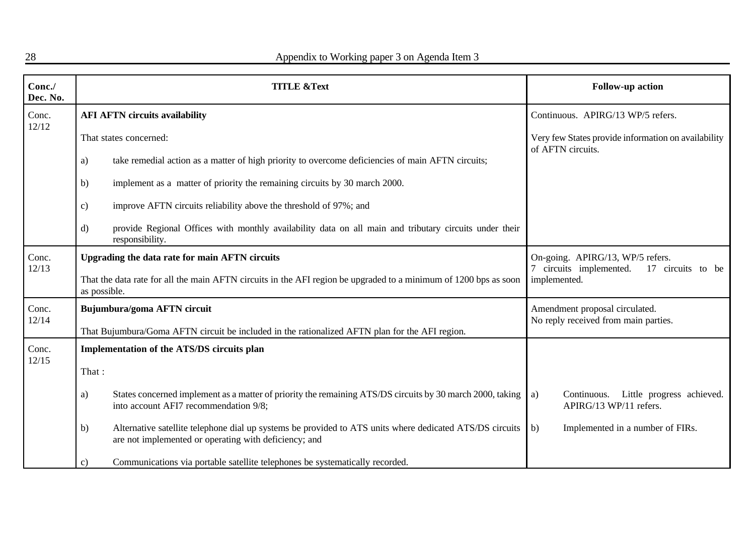| Conc./ Dec. No. | TITLE &Text | Follow-up action |
|---|---|---|
| Conc. 12/12 | **AFI AFTN circuits availability**<br><br>That states concerned:<br><br>a) take remedial action as a matter of high priority to overcome deficiencies of main AFTN circuits;<br><br>b) implement as a matter of priority the remaining circuits by 30 march 2000.<br><br>c) improve AFTN circuits reliability above the threshold of 97%; and<br><br>d) provide Regional Offices with monthly availability data on all main and tributary circuits under their responsibility. | Continuous. APIRG/13 WP/5 refers.<br><br>Very few States provide information on availability of AFTN circuits. |
| Conc. 12/13 | **Upgrading the data rate for main AFTN circuits**<br><br>That the data rate for all the main AFTN circuits in the AFI region be upgraded to a minimum of 1200 bps as soon as possible. | On-going. APIRG/13, WP/5 refers.<br>7 circuits implemented. 17 circuits to be implemented. |
| Conc. 12/14 | **Bujumbura/goma AFTN circuit**<br><br>That Bujumbura/Goma AFTN circuit be included in the rationalized AFTN plan for the AFI region. | Amendment proposal circulated.<br>No reply received from main parties. |
| Conc. 12/15 | **Implementation of the ATS/DS circuits plan**<br><br>That :<br><br>a) States concerned implement as a matter of priority the remaining ATS/DS circuits by 30 march 2000, taking into account AFI7 recommendation 9/8;<br><br>b) Alternative satellite telephone dial up systems be provided to ATS units where dedicated ATS/DS circuits are not implemented or operating with deficiency; and<br><br>c) Communications via portable satellite telephones be systematically recorded. | a) Continuous. Little progress achieved. APIRG/13 WP/11 refers.<br><br>b) Implemented in a number of FIRs. |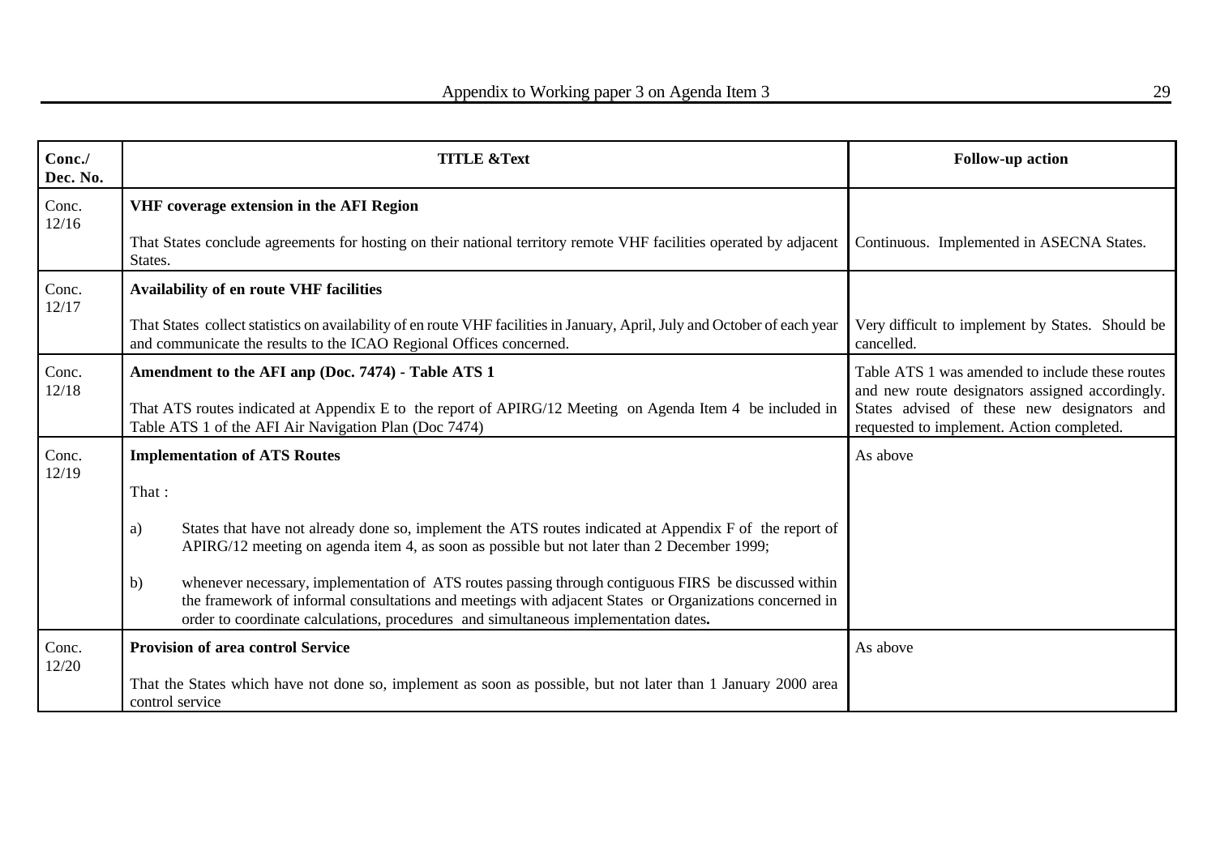| Conc./ Dec. No. | TITLE &Text | Follow-up action |
|---|---|---|
| Conc. 12/16 | **VHF coverage extension in the AFI Region**<br><br>That States conclude agreements for hosting on their national territory remote VHF facilities operated by adjacent States. | Continuous. Implemented in ASECNA States. |
| Conc. 12/17 | **Availability of en route VHF facilities**<br><br>That States collect statistics on availability of en route VHF facilities in January, April, July and October of each year and communicate the results to the ICAO Regional Offices concerned. | Very difficult to implement by States. Should be cancelled. |
| Conc. 12/18 | **Amendment to the AFI anp (Doc. 7474) - Table ATS 1**<br><br>That ATS routes indicated at Appendix E to the report of APIRG/12 Meeting on Agenda Item 4 be included in Table ATS 1 of the AFI Air Navigation Plan (Doc 7474) | Table ATS 1 was amended to include these routes and new route designators assigned accordingly. States advised of these new designators and requested to implement. Action completed. |
| Conc. 12/19 | **Implementation of ATS Routes**<br><br>That :<br><br>a) States that have not already done so, implement the ATS routes indicated at Appendix F of the report of APIRG/12 meeting on agenda item 4, as soon as possible but not later than 2 December 1999;<br><br>b) whenever necessary, implementation of ATS routes passing through contiguous FIRS be discussed within the framework of informal consultations and meetings with adjacent States or Organizations concerned in order to coordinate calculations, procedures and simultaneous implementation dates**.** | As above |
| Conc. 12/20 | **Provision of area control Service**<br><br>That the States which have not done so, implement as soon as possible, but not later than 1 January 2000 area control service | As above |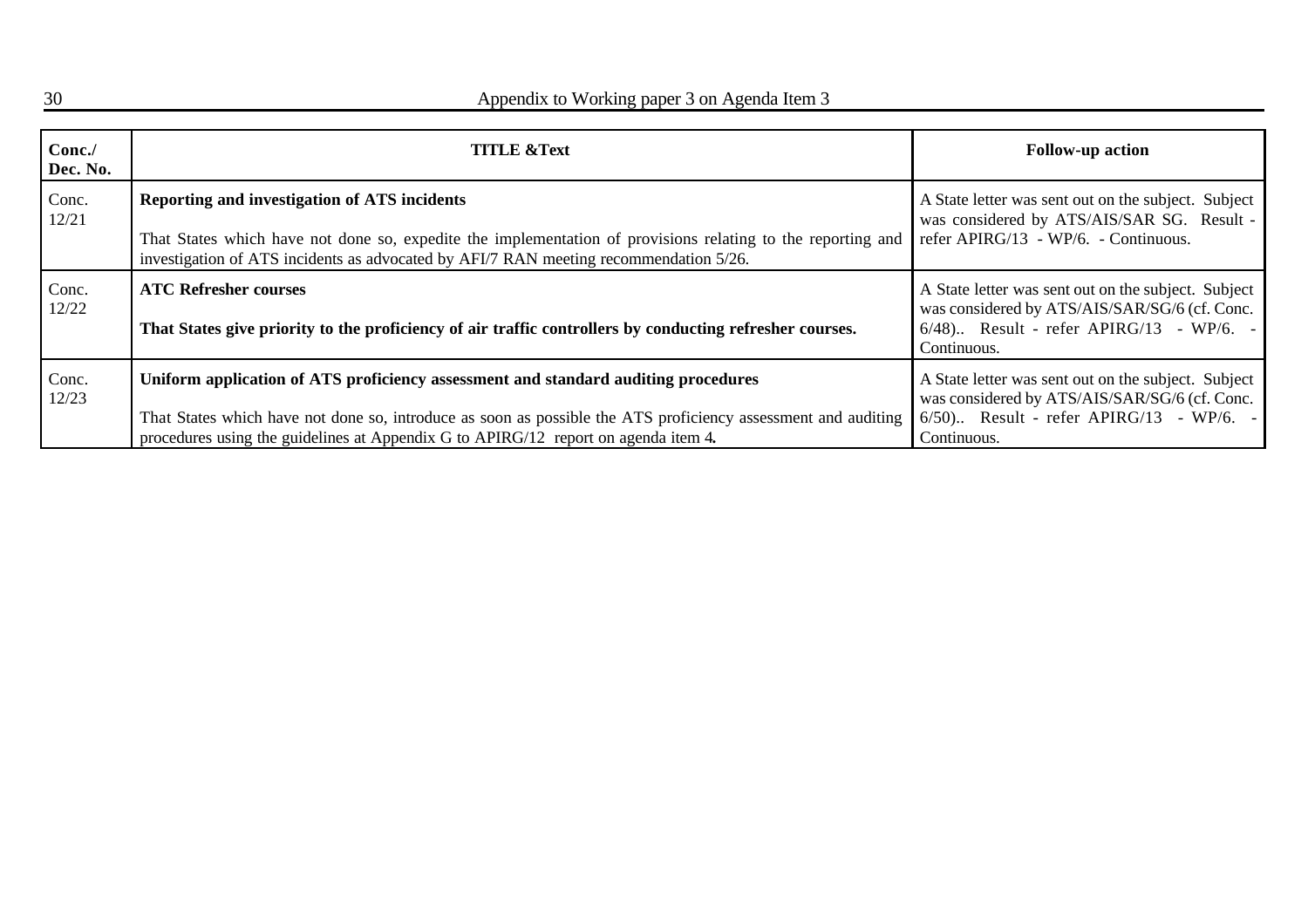| Conc./ Dec. No. | TITLE &Text | Follow-up action |
|---|---|---|
| Conc. 12/21 | **Reporting and investigation of ATS incidents**<br><br>That States which have not done so, expedite the implementation of provisions relating to the reporting and investigation of ATS incidents as advocated by AFI/7 RAN meeting recommendation 5/26. | A State letter was sent out on the subject. Subject was considered by ATS/AIS/SAR SG. Result - refer APIRG/13 - WP/6. - Continuous. |
| Conc. 12/22 | **ATC Refresher courses**<br><br>**That States give priority to the proficiency of air traffic controllers by conducting refresher courses.** | A State letter was sent out on the subject. Subject was considered by ATS/AIS/SAR/SG/6 (cf. Conc. 6/48).. Result - refer APIRG/13 - WP/6. - Continuous. |
| Conc. 12/23 | **Uniform application of ATS proficiency assessment and standard auditing procedures**<br><br>That States which have not done so, introduce as soon as possible the ATS proficiency assessment and auditing procedures using the guidelines at Appendix G to APIRG/12 report on agenda item 4**.** | A State letter was sent out on the subject. Subject was considered by ATS/AIS/SAR/SG/6 (cf. Conc. 6/50).. Result - refer APIRG/13 - WP/6. - Continuous. |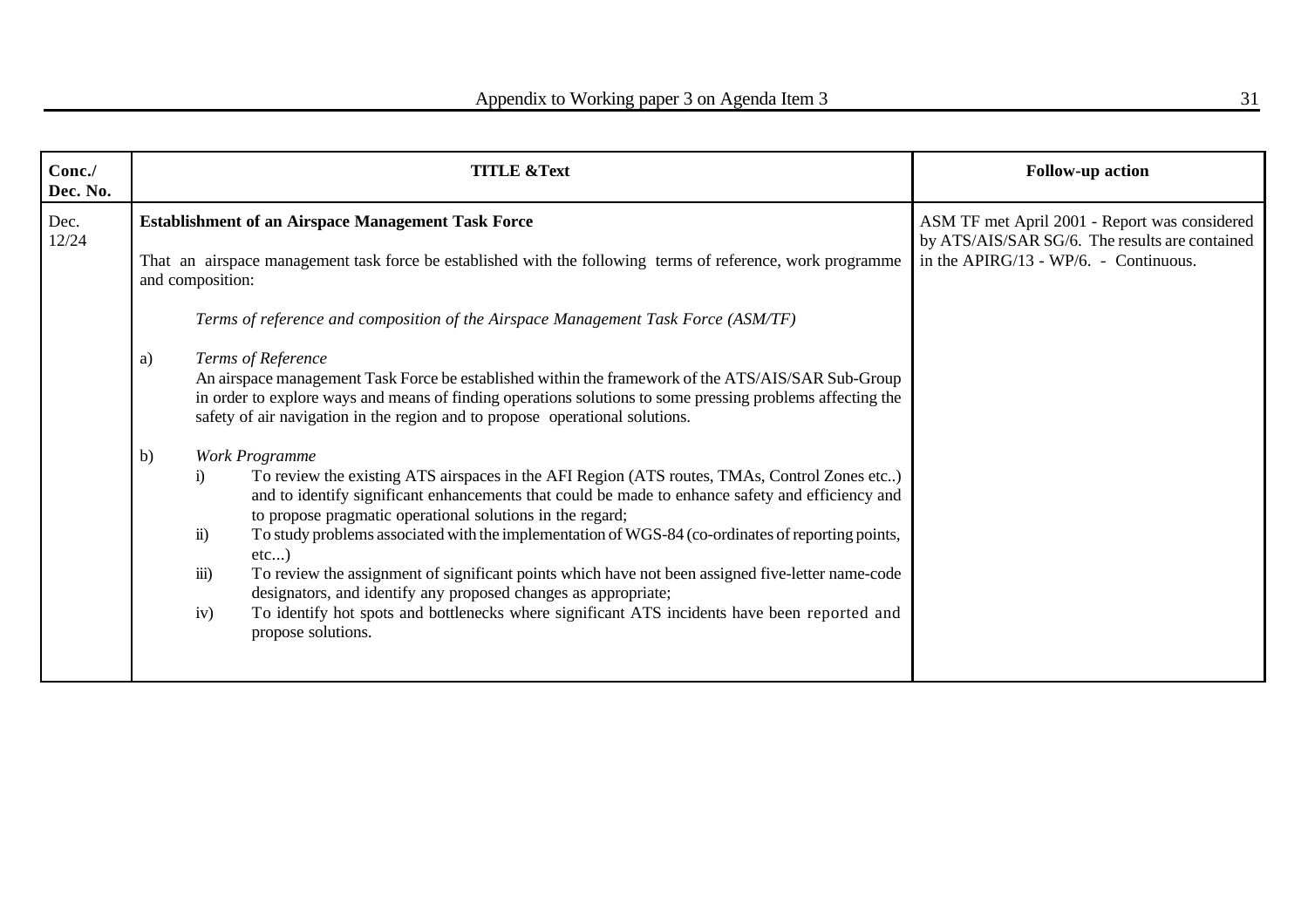| Conc./ Dec. No. | TITLE &Text | Follow-up action |
|---|---|---|
| Dec. 12/24 | **Establishment of an Airspace Management Task Force**<br><br>That an airspace management task force be established with the following terms of reference, work programme and composition:<br><br>*Terms of reference and composition of the Airspace Management Task Force (ASM/TF)*<br><br>a) *Terms of Reference*<br>An airspace management Task Force be established within the framework of the ATS/AIS/SAR Sub-Group in order to explore ways and means of finding operations solutions to some pressing problems affecting the safety of air navigation in the region and to propose operational solutions.<br><br>b) *Work Programme*<br>i) To review the existing ATS airspaces in the AFI Region (ATS routes, TMAs, Control Zones etc..) and to identify significant enhancements that could be made to enhance safety and efficiency and to propose pragmatic operational solutions in the regard;<br>ii) To study problems associated with the implementation of WGS-84 (co-ordinates of reporting points, etc...)<br>iii) To review the assignment of significant points which have not been assigned five-letter name-code designators, and identify any proposed changes as appropriate;<br>iv) To identify hot spots and bottlenecks where significant ATS incidents have been reported and propose solutions. | ASM TF met April 2001 - Report was considered by ATS/AIS/SAR SG/6. The results are contained in the APIRG/13 - WP/6. - Continuous. |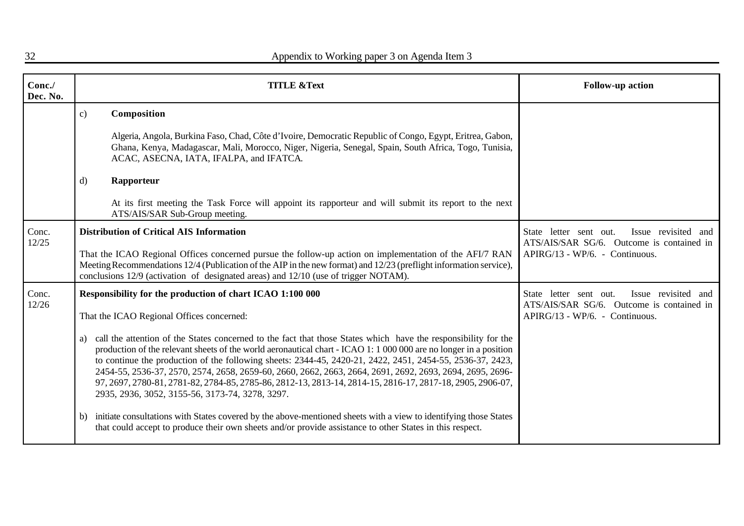| Conc./ Dec. No. | TITLE &Text | Follow-up action |
|---|---|---|
| | c) **Composition**<br><br>Algeria, Angola, Burkina Faso, Chad, Côte d'Ivoire, Democratic Republic of Congo, Egypt, Eritrea, Gabon, Ghana, Kenya, Madagascar, Mali, Morocco, Niger, Nigeria, Senegal, Spain, South Africa, Togo, Tunisia, ACAC, ASECNA, IATA, IFALPA, and IFATCA.<br><br>d) **Rapporteur**<br><br>At its first meeting the Task Force will appoint its rapporteur and will submit its report to the next ATS/AIS/SAR Sub-Group meeting. | |
| Conc. 12/25 | **Distribution of Critical AIS Information**<br><br>That the ICAO Regional Offices concerned pursue the follow-up action on implementation of the AFI/7 RAN Meeting Recommendations 12/4 (Publication of the AIP in the new format) and 12/23 (preflight information service), conclusions 12/9 (activation of designated areas) and 12/10 (use of trigger NOTAM). | State letter sent out. Issue revisited and ATS/AIS/SAR SG/6. Outcome is contained in APIRG/13 - WP/6. - Continuous. |
| Conc. 12/26 | **Responsibility for the production of chart ICAO 1:100 000**<br><br>That the ICAO Regional Offices concerned:<br><br>a) call the attention of the States concerned to the fact that those States which have the responsibility for the production of the relevant sheets of the world aeronautical chart - ICAO 1: 1 000 000 are no longer in a position to continue the production of the following sheets: 2344-45, 2420-21, 2422, 2451, 2454-55, 2536-37, 2423, 2454-55, 2536-37, 2570, 2574, 2658, 2659-60, 2660, 2662, 2663, 2664, 2691, 2692, 2693, 2694, 2695, 2696-97, 2697, 2780-81, 2781-82, 2784-85, 2785-86, 2812-13, 2813-14, 2814-15, 2816-17, 2817-18, 2905, 2906-07, 2935, 2936, 3052, 3155-56, 3173-74, 3278, 3297.<br><br>b) initiate consultations with States covered by the above-mentioned sheets with a view to identifying those States that could accept to produce their own sheets and/or provide assistance to other States in this respect. | State letter sent out. Issue revisited and ATS/AIS/SAR SG/6. Outcome is contained in APIRG/13 - WP/6. - Continuous. |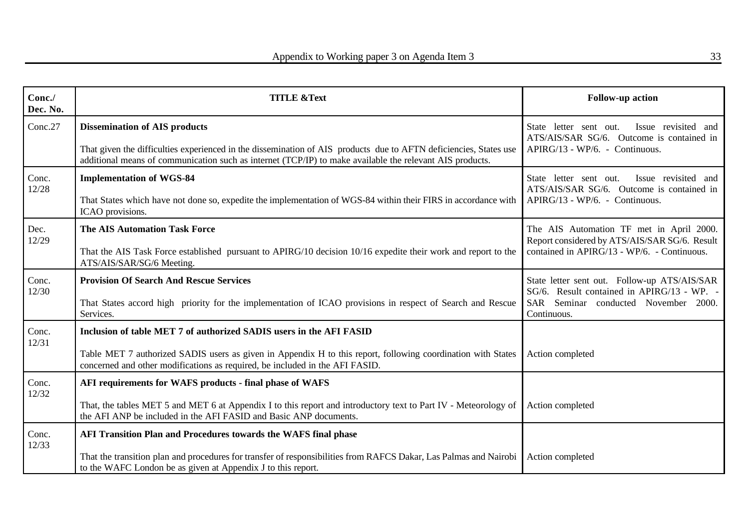| Conc./ Dec. No. | TITLE &Text | Follow-up action |
|---|---|---|
| Conc.27 | **Dissemination of AIS products**<br><br>That given the difficulties experienced in the dissemination of AIS products due to AFTN deficiencies, States use additional means of communication such as internet (TCP/IP) to make available the relevant AIS products. | State letter sent out. Issue revisited and ATS/AIS/SAR SG/6. Outcome is contained in APIRG/13 - WP/6. - Continuous. |
| Conc. 12/28 | **Implementation of WGS-84**<br><br>That States which have not done so, expedite the implementation of WGS-84 within their FIRS in accordance with ICAO provisions. | State letter sent out. Issue revisited and ATS/AIS/SAR SG/6. Outcome is contained in APIRG/13 - WP/6. - Continuous. |
| Dec. 12/29 | **The AIS Automation Task Force**<br><br>That the AIS Task Force established pursuant to APIRG/10 decision 10/16 expedite their work and report to the ATS/AIS/SAR/SG/6 Meeting. | The AIS Automation TF met in April 2000. Report considered by ATS/AIS/SAR SG/6. Result contained in APIRG/13 - WP/6. - Continuous. |
| Conc. 12/30 | **Provision Of Search And Rescue Services**<br><br>That States accord high priority for the implementation of ICAO provisions in respect of Search and Rescue Services. | State letter sent out. Follow-up ATS/AIS/SAR SG/6. Result contained in APIRG/13 - WP. - SAR Seminar conducted November 2000. Continuous. |
| Conc. 12/31 | **Inclusion of table MET 7 of authorized SADIS users in the AFI FASID**<br><br>Table MET 7 authorized SADIS users as given in Appendix H to this report, following coordination with States concerned and other modifications as required, be included in the AFI FASID. | Action completed |
| Conc. 12/32 | **AFI requirements for WAFS products - final phase of WAFS**<br><br>That, the tables MET 5 and MET 6 at Appendix I to this report and introductory text to Part IV - Meteorology of the AFI ANP be included in the AFI FASID and Basic ANP documents. | Action completed |
| Conc. 12/33 | **AFI Transition Plan and Procedures towards the WAFS final phase**<br><br>That the transition plan and procedures for transfer of responsibilities from RAFCS Dakar, Las Palmas and Nairobi to the WAFC London be as given at Appendix J to this report. | Action completed |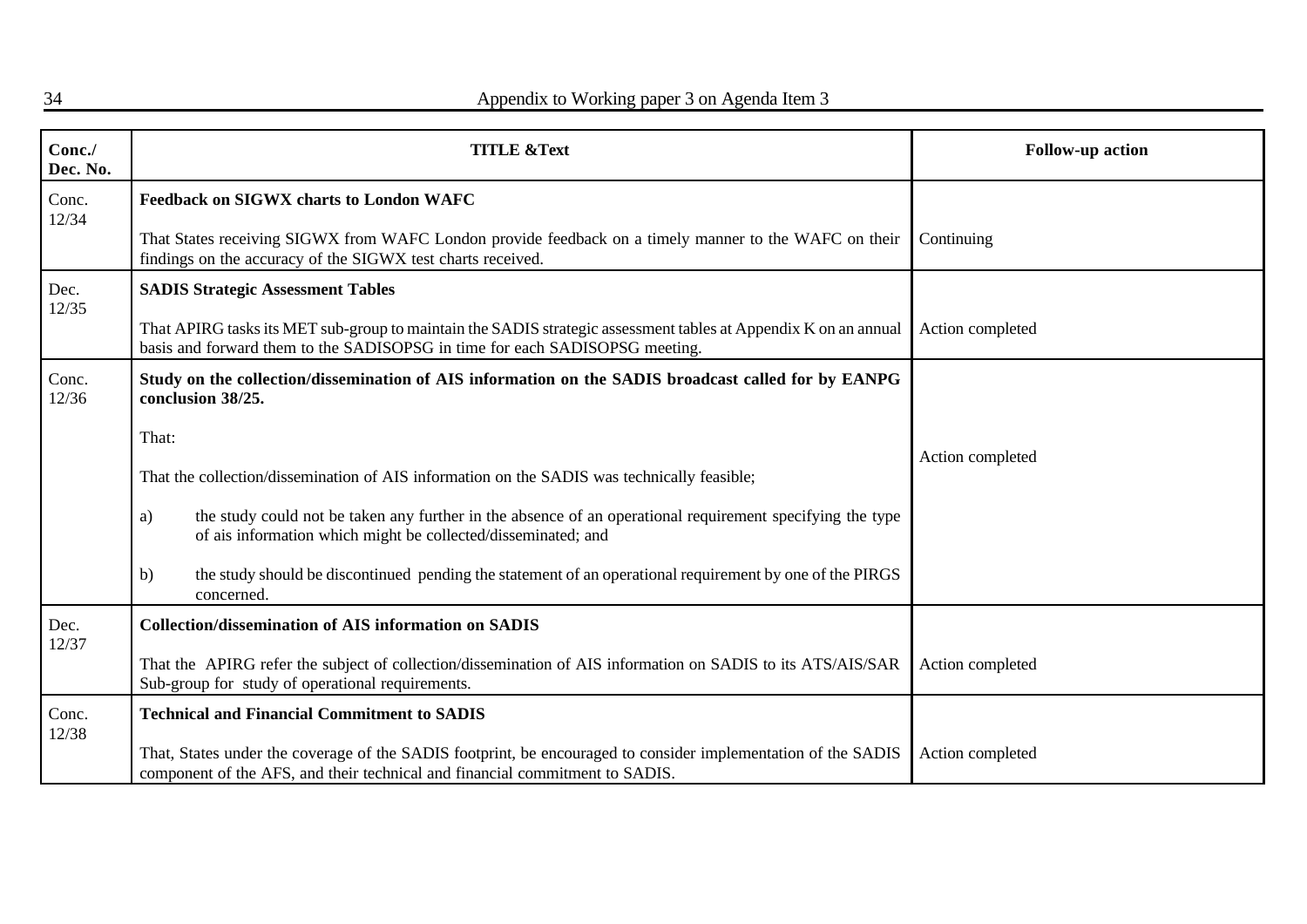| Conc./ Dec. No. | TITLE &Text | Follow-up action |
|---|---|---|
| Conc. 12/34 | **Feedback on SIGWX charts to London WAFC**<br><br>That States receiving SIGWX from WAFC London provide feedback on a timely manner to the WAFC on their findings on the accuracy of the SIGWX test charts received. | Continuing |
| Dec. 12/35 | **SADIS Strategic Assessment Tables**<br><br>That APIRG tasks its MET sub-group to maintain the SADIS strategic assessment tables at Appendix K on an annual basis and forward them to the SADISOPSG in time for each SADISOPSG meeting. | Action completed |
| Conc. 12/36 | **Study on the collection/dissemination of AIS information on the SADIS broadcast called for by EANPG conclusion 38/25.**<br><br>That:<br><br>That the collection/dissemination of AIS information on the SADIS was technically feasible;<br><br>a) the study could not be taken any further in the absence of an operational requirement specifying the type of ais information which might be collected/disseminated; and<br><br>b) the study should be discontinued pending the statement of an operational requirement by one of the PIRGS concerned. | Action completed |
| Dec. 12/37 | **Collection/dissemination of AIS information on SADIS**<br><br>That the APIRG refer the subject of collection/dissemination of AIS information on SADIS to its ATS/AIS/SAR Sub-group for study of operational requirements. | Action completed |
| Conc. 12/38 | **Technical and Financial Commitment to SADIS**<br><br>That, States under the coverage of the SADIS footprint, be encouraged to consider implementation of the SADIS component of the AFS, and their technical and financial commitment to SADIS. | Action completed |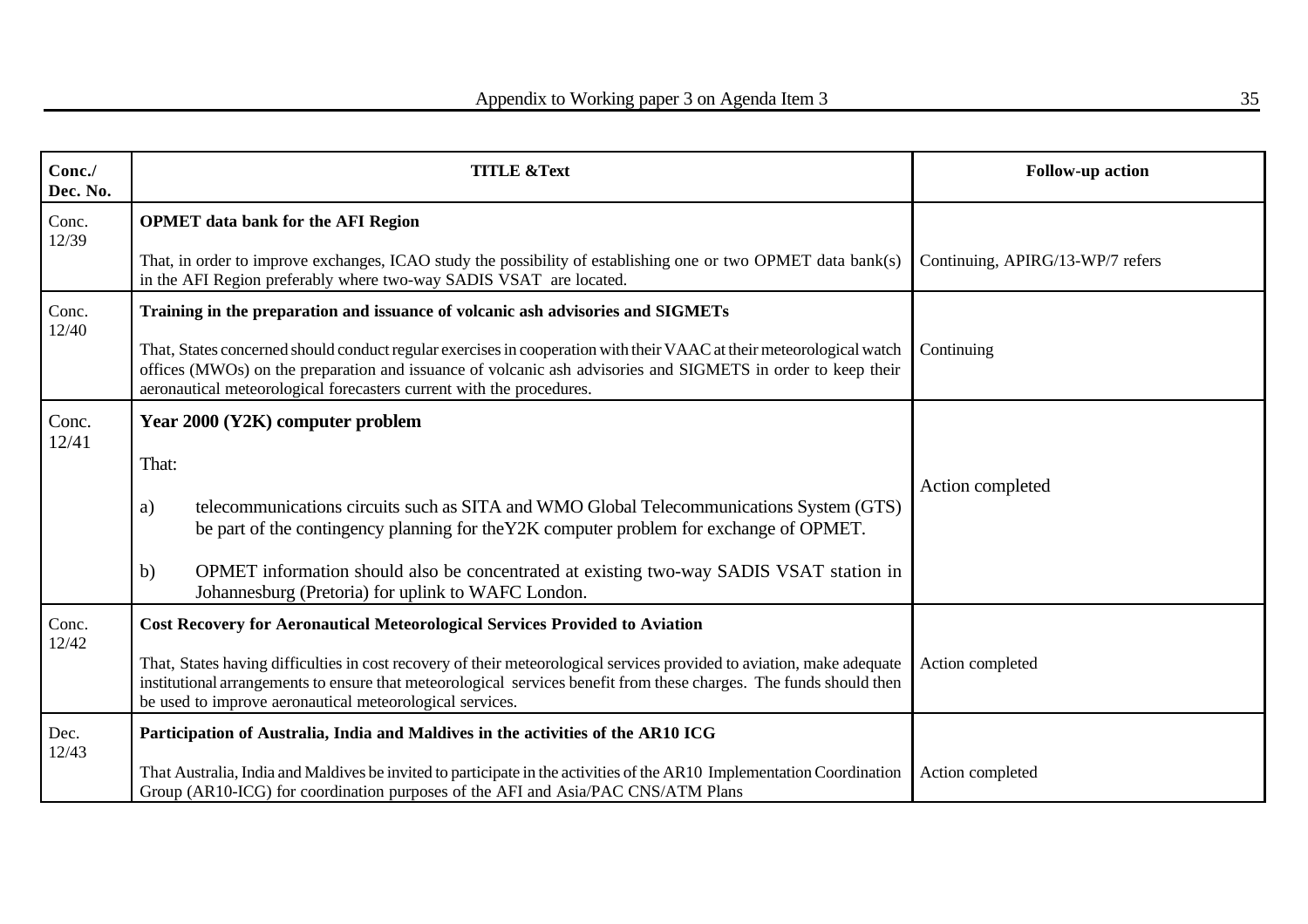| Conc./ Dec. No. | TITLE &Text | Follow-up action |
| --- | --- | --- |
| Conc. 12/39 | **OPMET data bank for the AFI Region**<br><br>That, in order to improve exchanges, ICAO study the possibility of establishing one or two OPMET data bank(s) in the AFI Region preferably where two-way SADIS VSAT are located. | Continuing, APIRG/13-WP/7 refers |
| Conc. 12/40 | **Training in the preparation and issuance of volcanic ash advisories and SIGMETs**<br><br>That, States concerned should conduct regular exercises in cooperation with their VAAC at their meteorological watch offices (MWOs) on the preparation and issuance of volcanic ash advisories and SIGMETS in order to keep their aeronautical meteorological forecasters current with the procedures. | Continuing |
| Conc. 12/41 | **Year 2000 (Y2K) computer problem**<br><br>That:<br><br>a) telecommunications circuits such as SITA and WMO Global Telecommunications System (GTS) be part of the contingency planning for theY2K computer problem for exchange of OPMET.<br><br>b) OPMET information should also be concentrated at existing two-way SADIS VSAT station in Johannesburg (Pretoria) for uplink to WAFC London. | Action completed |
| Conc. 12/42 | **Cost Recovery for Aeronautical Meteorological Services Provided to Aviation**<br><br>That, States having difficulties in cost recovery of their meteorological services provided to aviation, make adequate institutional arrangements to ensure that meteorological services benefit from these charges. The funds should then be used to improve aeronautical meteorological services. | Action completed |
| Dec. 12/43 | **Participation of Australia, India and Maldives in the activities of the AR10 ICG**<br><br>That Australia, India and Maldives be invited to participate in the activities of the AR10 Implementation Coordination Group (AR10-ICG) for coordination purposes of the AFI and Asia/PAC CNS/ATM Plans | Action completed |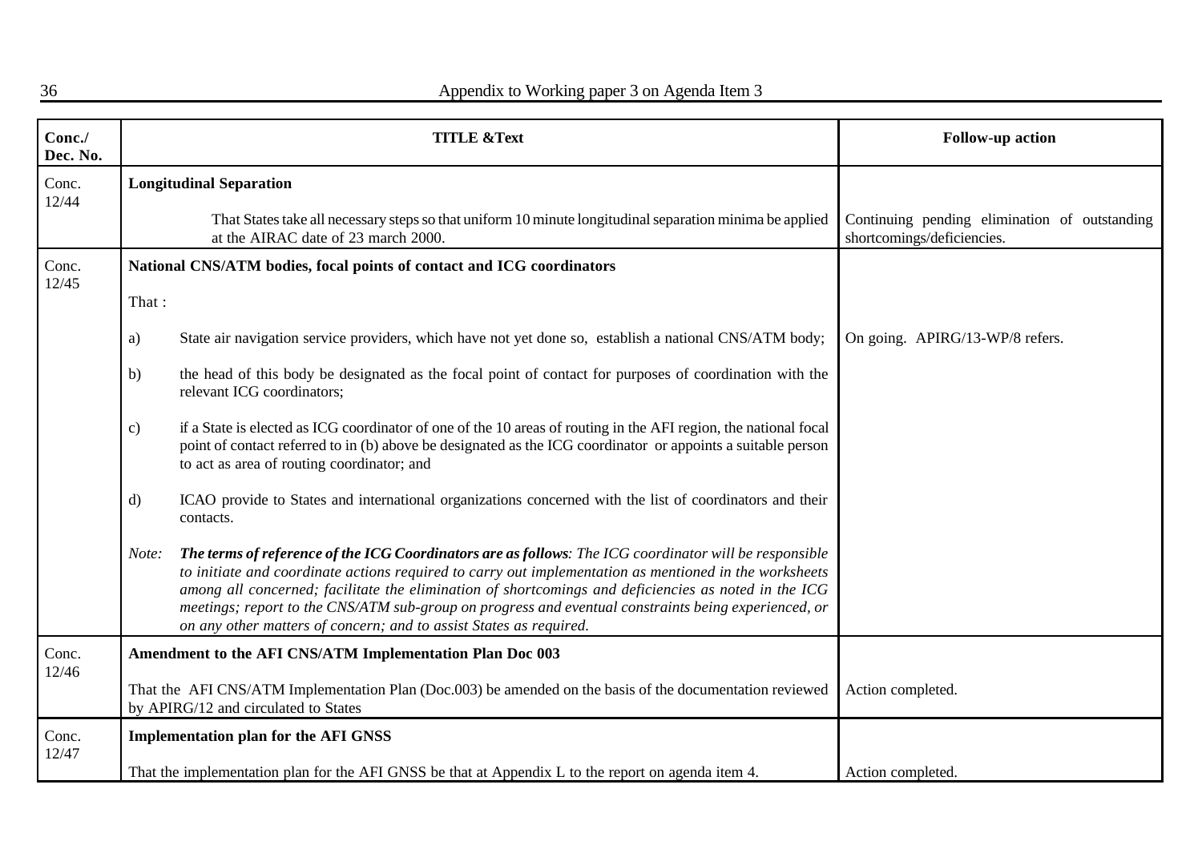| Conc./ Dec. No. | TITLE &Text | Follow-up action |
|---|---|---|
| Conc. 12/44 | **Longitudinal Separation**<br><br>That States take all necessary steps so that uniform 10 minute longitudinal separation minima be applied at the AIRAC date of 23 march 2000. | Continuing pending elimination of outstanding shortcomings/deficiencies. |
| Conc. 12/45 | **National CNS/ATM bodies, focal points of contact and ICG coordinators**<br><br>That :<br><br>a) State air navigation service providers, which have not yet done so, establish a national CNS/ATM body;<br><br>b) the head of this body be designated as the focal point of contact for purposes of coordination with the relevant ICG coordinators;<br><br>c) if a State is elected as ICG coordinator of one of the 10 areas of routing in the AFI region, the national focal point of contact referred to in (b) above be designated as the ICG coordinator or appoints a suitable person to act as area of routing coordinator; and<br><br>d) ICAO provide to States and international organizations concerned with the list of coordinators and their contacts.<br><br>*Note:* ***The terms of reference of the ICG Coordinators are as follows****: The ICG coordinator will be responsible to initiate and coordinate actions required to carry out implementation as mentioned in the worksheets among all concerned; facilitate the elimination of shortcomings and deficiencies as noted in the ICG meetings; report to the CNS/ATM sub-group on progress and eventual constraints being experienced, or on any other matters of concern; and to assist States as required.* | On going. APIRG/13-WP/8 refers. |
| Conc. 12/46 | **Amendment to the AFI CNS/ATM Implementation Plan Doc 003**<br><br>That the AFI CNS/ATM Implementation Plan (Doc.003) be amended on the basis of the documentation reviewed by APIRG/12 and circulated to States | Action completed. |
| Conc. 12/47 | **Implementation plan for the AFI GNSS**<br><br>That the implementation plan for the AFI GNSS be that at Appendix L to the report on agenda item 4. | Action completed. |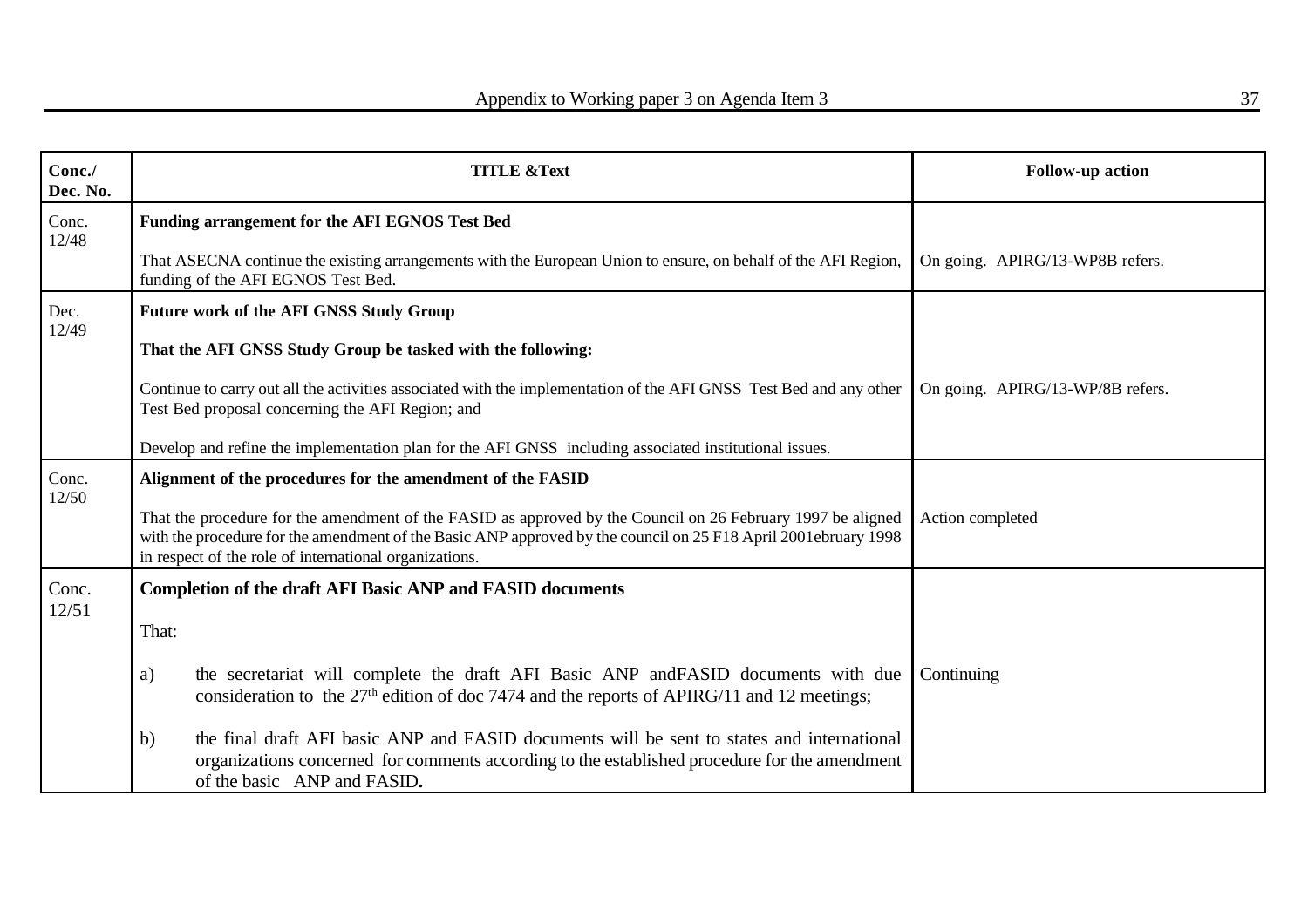| Conc./ Dec. No. | TITLE &Text | Follow-up action |
|---|---|---|
| Conc. 12/48 | **Funding arrangement for the AFI EGNOS Test Bed**<br><br>That ASECNA continue the existing arrangements with the European Union to ensure, on behalf of the AFI Region, funding of the AFI EGNOS Test Bed. | On going. APIRG/13-WP8B refers. |
| Dec. 12/49 | **Future work of the AFI GNSS Study Group**<br><br>**That the AFI GNSS Study Group be tasked with the following:**<br><br>Continue to carry out all the activities associated with the implementation of the AFI GNSS Test Bed and any other Test Bed proposal concerning the AFI Region; and<br><br>Develop and refine the implementation plan for the AFI GNSS including associated institutional issues. | On going. APIRG/13-WP/8B refers. |
| Conc. 12/50 | **Alignment of the procedures for the amendment of the FASID**<br><br>That the procedure for the amendment of the FASID as approved by the Council on 26 February 1997 be aligned with the procedure for the amendment of the Basic ANP approved by the council on 25 F18 April 2001ebruary 1998 in respect of the role of international organizations. | Action completed |
| Conc. 12/51 | **Completion of the draft AFI Basic ANP and FASID documents**<br><br>That:<br><br>a) the secretariat will complete the draft AFI Basic ANP andFASID documents with due consideration to the 27th edition of doc 7474 and the reports of APIRG/11 and 12 meetings;<br><br>b) the final draft AFI basic ANP and FASID documents will be sent to states and international organizations concerned for comments according to the established procedure for the amendment of the basic ANP and FASID**.** | Continuing |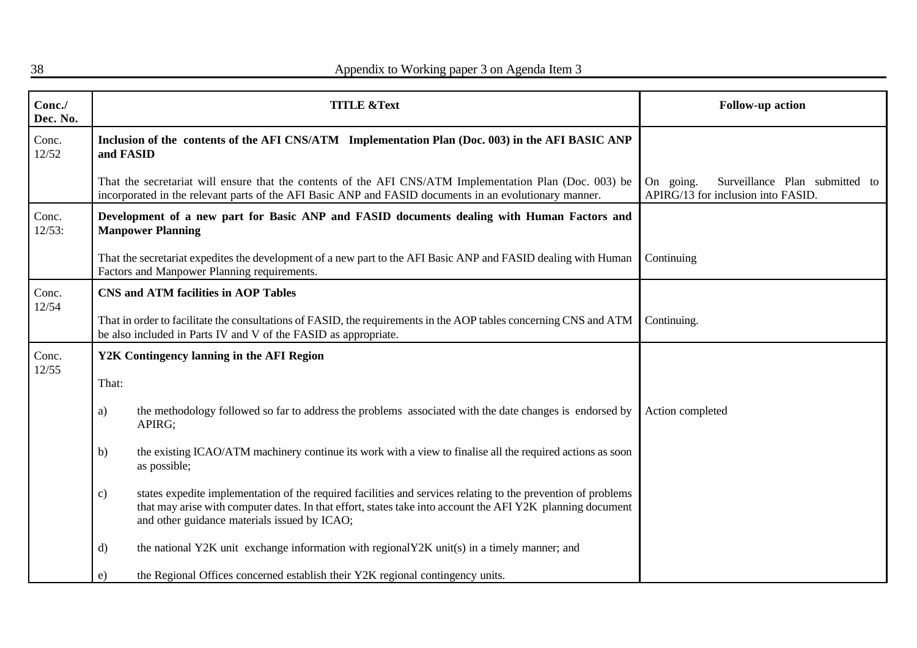| Conc./ Dec. No. | TITLE &Text | Follow-up action |
|---|---|---|
| Conc. 12/52 | **Inclusion of the contents of the AFI CNS/ATM Implementation Plan (Doc. 003) in the AFI BASIC ANP and FASID**<br><br>That the secretariat will ensure that the contents of the AFI CNS/ATM Implementation Plan (Doc. 003) be incorporated in the relevant parts of the AFI Basic ANP and FASID documents in an evolutionary manner. | On going. Surveillance Plan submitted to APIRG/13 for inclusion into FASID. |
| Conc. 12/53: | **Development of a new part for Basic ANP and FASID documents dealing with Human Factors and Manpower Planning**<br><br>That the secretariat expedites the development of a new part to the AFI Basic ANP and FASID dealing with Human Factors and Manpower Planning requirements. | Continuing |
| Conc. 12/54 | **CNS and ATM facilities in AOP Tables**<br><br>That in order to facilitate the consultations of FASID, the requirements in the AOP tables concerning CNS and ATM be also included in Parts IV and V of the FASID as appropriate. | Continuing. |
| Conc. 12/55 | **Y2K Contingency lanning in the AFI Region**<br><br>That:<br><br>a) the methodology followed so far to address the problems associated with the date changes is endorsed by APIRG;<br><br>b) the existing ICAO/ATM machinery continue its work with a view to finalise all the required actions as soon as possible;<br><br>c) states expedite implementation of the required facilities and services relating to the prevention of problems that may arise with computer dates. In that effort, states take into account the AFI Y2K planning document and other guidance materials issued by ICAO;<br><br>d) the national Y2K unit exchange information with regionalY2K unit(s) in a timely manner; and<br><br>e) the Regional Offices concerned establish their Y2K regional contingency units. | Action completed |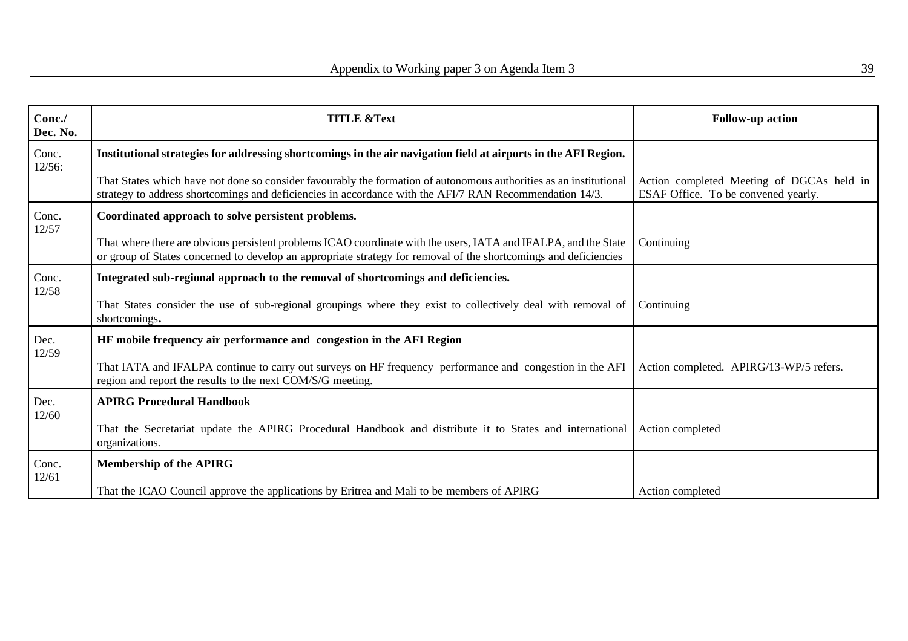| Conc./ Dec. No. | TITLE &Text | Follow-up action |
|---|---|---|
| Conc. 12/56: | **Institutional strategies for addressing shortcomings in the air navigation field at airports in the AFI Region.**<br><br>That States which have not done so consider favourably the formation of autonomous authorities as an institutional strategy to address shortcomings and deficiencies in accordance with the AFI/7 RAN Recommendation 14/3. | Action completed Meeting of DGCAs held in ESAF Office. To be convened yearly. |
| Conc. 12/57 | **Coordinated approach to solve persistent problems.**<br><br>That where there are obvious persistent problems ICAO coordinate with the users, IATA and IFALPA, and the State or group of States concerned to develop an appropriate strategy for removal of the shortcomings and deficiencies | Continuing |
| Conc. 12/58 | **Integrated sub-regional approach to the removal of shortcomings and deficiencies.**<br><br>That States consider the use of sub-regional groupings where they exist to collectively deal with removal of shortcomings**.** | Continuing |
| Dec. 12/59 | **HF mobile frequency air performance and congestion in the AFI Region**<br><br>That IATA and IFALPA continue to carry out surveys on HF frequency performance and congestion in the AFI region and report the results to the next COM/S/G meeting. | Action completed. APIRG/13-WP/5 refers. |
| Dec. 12/60 | **APIRG Procedural Handbook**<br><br>That the Secretariat update the APIRG Procedural Handbook and distribute it to States and international organizations. | Action completed |
| Conc. 12/61 | **Membership of the APIRG**<br><br>That the ICAO Council approve the applications by Eritrea and Mali to be members of APIRG | Action completed |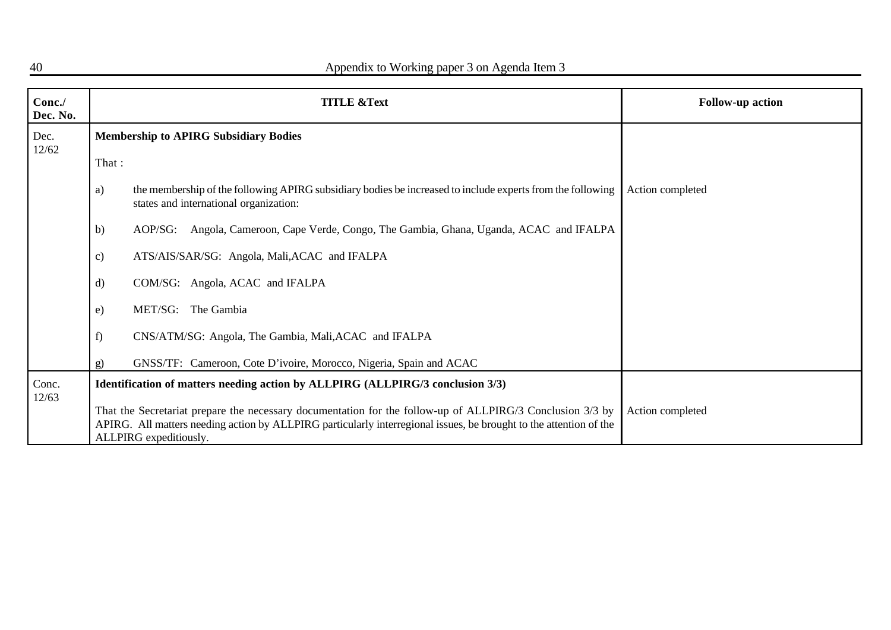| Conc./ Dec. No. | TITLE &Text | Follow-up action |
|---|---|---|
| Dec. 12/62 | **Membership to APIRG Subsidiary Bodies**<br><br>That :<br><br>a) the membership of the following APIRG subsidiary bodies be increased to include experts from the following states and international organization:<br><br>b) AOP/SG: Angola, Cameroon, Cape Verde, Congo, The Gambia, Ghana, Uganda, ACAC and IFALPA<br><br>c) ATS/AIS/SAR/SG: Angola, Mali,ACAC and IFALPA<br><br>d) COM/SG: Angola, ACAC and IFALPA<br><br>e) MET/SG: The Gambia<br><br>f) CNS/ATM/SG: Angola, The Gambia, Mali,ACAC and IFALPA<br><br>g) GNSS/TF: Cameroon, Cote D'ivoire, Morocco, Nigeria, Spain and ACAC | Action completed |
| Conc. 12/63 | **Identification of matters needing action by ALLPIRG (ALLPIRG/3 conclusion 3/3)**<br><br>That the Secretariat prepare the necessary documentation for the follow-up of ALLPIRG/3 Conclusion 3/3 by APIRG. All matters needing action by ALLPIRG particularly interregional issues, be brought to the attention of the ALLPIRG expeditiously. | Action completed |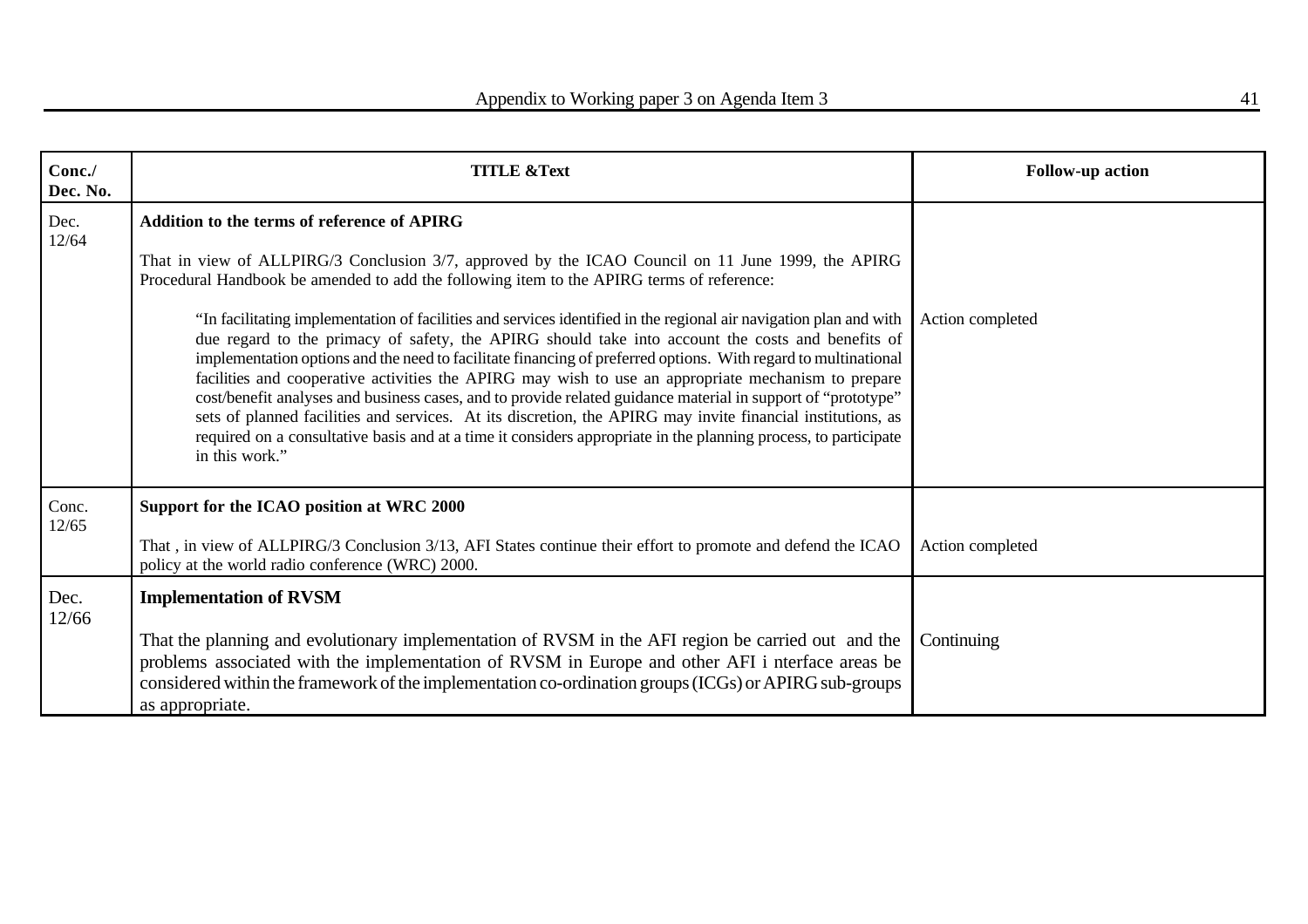| Conc./ Dec. No. | TITLE &Text | Follow-up action |
|---|---|---|
| Dec. 12/64 | **Addition to the terms of reference of APIRG**<br><br>That in view of ALLPIRG/3 Conclusion 3/7, approved by the ICAO Council on 11 June 1999, the APIRG Procedural Handbook be amended to add the following item to the APIRG terms of reference:<br><br>"In facilitating implementation of facilities and services identified in the regional air navigation plan and with due regard to the primacy of safety, the APIRG should take into account the costs and benefits of implementation options and the need to facilitate financing of preferred options. With regard to multinational facilities and cooperative activities the APIRG may wish to use an appropriate mechanism to prepare cost/benefit analyses and business cases, and to provide related guidance material in support of "prototype" sets of planned facilities and services. At its discretion, the APIRG may invite financial institutions, as required on a consultative basis and at a time it considers appropriate in the planning process, to participate in this work." | Action completed |
| Conc. 12/65 | **Support for the ICAO position at WRC 2000**<br><br>That , in view of ALLPIRG/3 Conclusion 3/13, AFI States continue their effort to promote and defend the ICAO policy at the world radio conference (WRC) 2000. | Action completed |
| Dec. 12/66 | **Implementation of RVSM**<br><br>That the planning and evolutionary implementation of RVSM in the AFI region be carried out and the problems associated with the implementation of RVSM in Europe and other AFI i nterface areas be considered within the framework of the implementation co-ordination groups (ICGs) or APIRG sub-groups as appropriate. | Continuing |